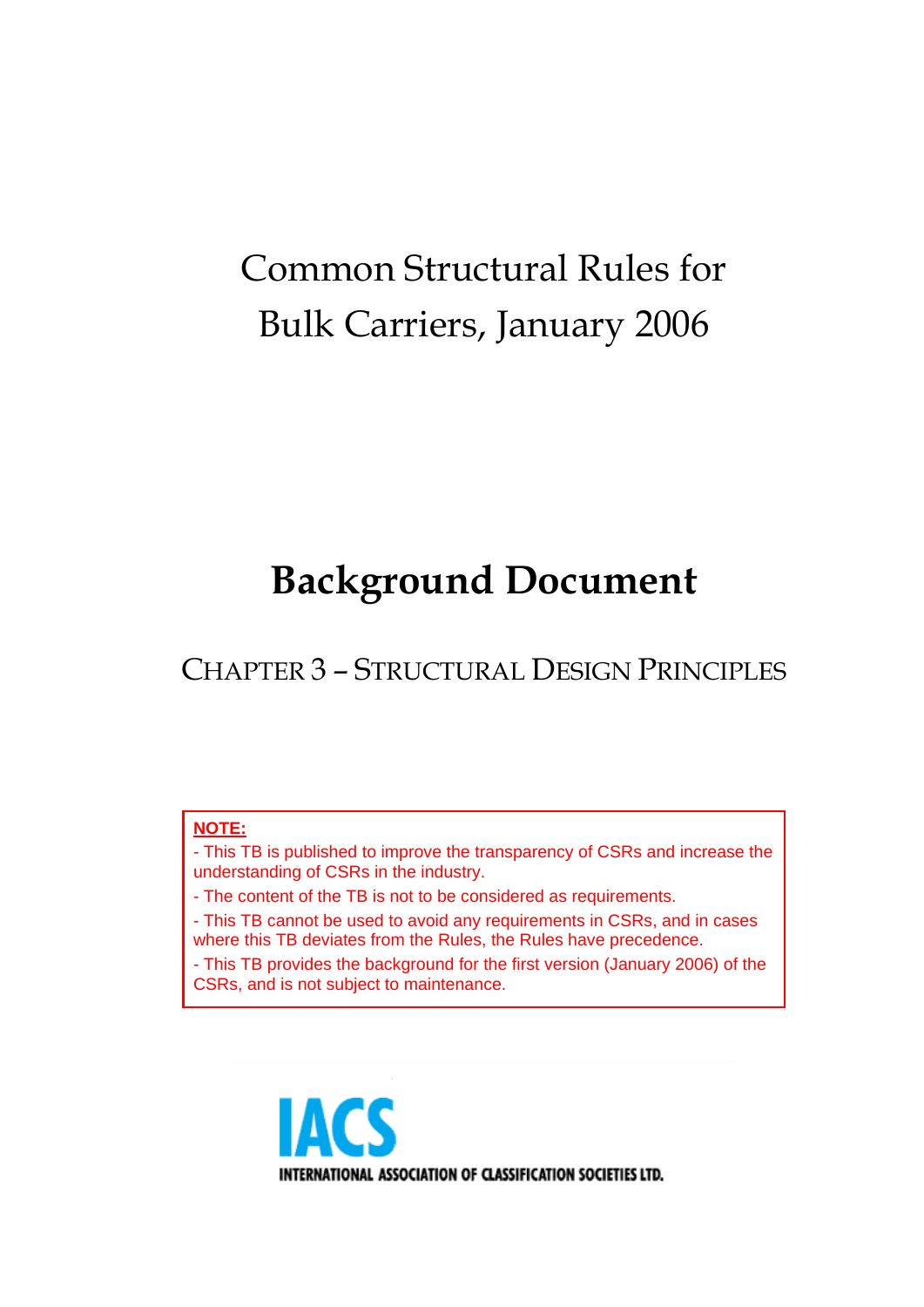# Common Structural Rules for Bulk Carriers, January 2006

# Background Document

## CHAPTER 3 – STRUCTURAL DESIGN PRINCIPLES

**NOTE:**

- This TB is published to improve the transparency of CSRs and increase the understanding of CSRs in the industry.
- The content of the TB is not to be considered as requirements.
- This TB cannot be used to avoid any requirements in CSRs, and in cases where this TB deviates from the Rules, the Rules have precedence.
- This TB provides the background for the first version (January 2006) of the CSRs, and is not subject to maintenance.

IACS

INTERNATIONAL ASSOCIATION OF CLASSIFICATION SOCIETIES LTD.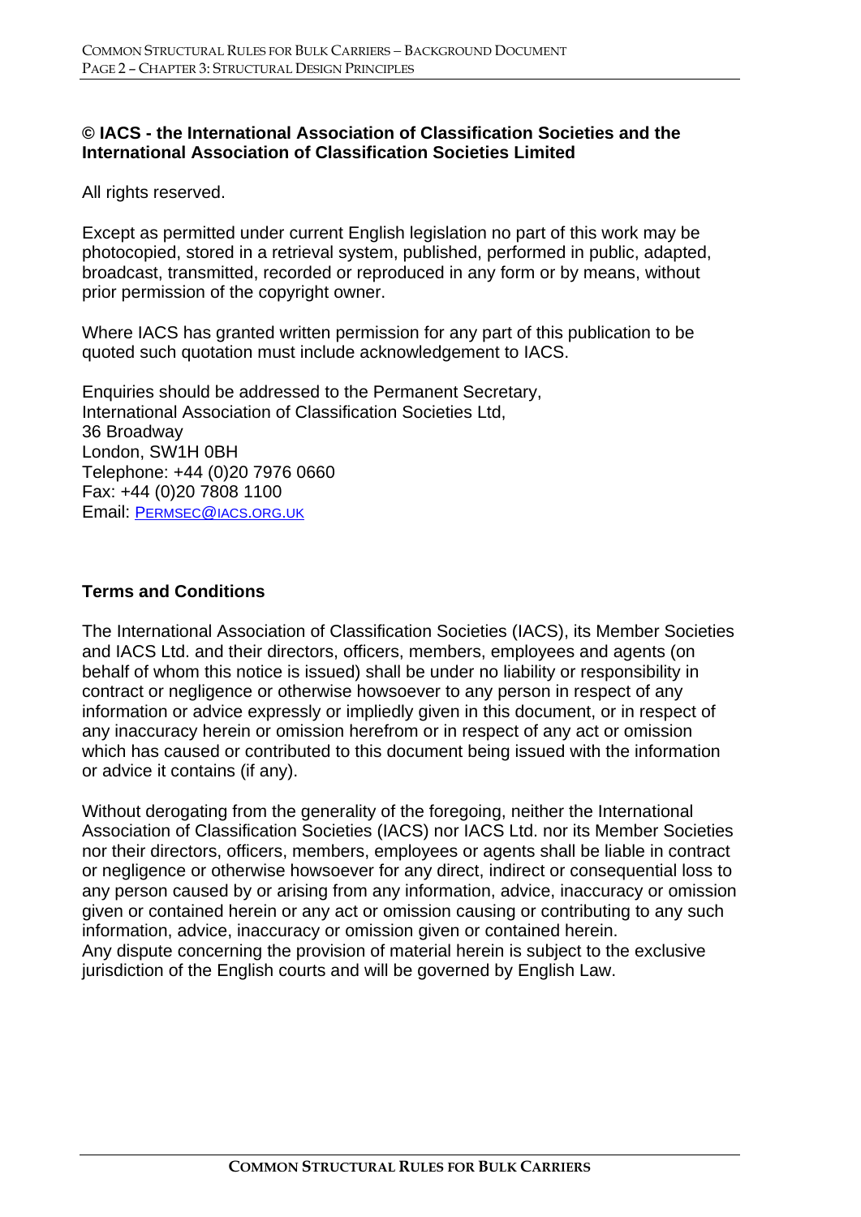**© IACS - the International Association of Classification Societies and the International Association of Classification Societies Limited**

All rights reserved.

Except as permitted under current English legislation no part of this work may be photocopied, stored in a retrieval system, published, performed in public, adapted, broadcast, transmitted, recorded or reproduced in any form or by means, without prior permission of the copyright owner.

Where IACS has granted written permission for any part of this publication to be quoted such quotation must include acknowledgement to IACS.

Enquiries should be addressed to the Permanent Secretary,
International Association of Classification Societies Ltd,
36 Broadway
London, SW1H 0BH
Telephone: +44 (0)20 7976 0660
Fax: +44 (0)20 7808 1100
Email: PERMSEC@IACS.ORG.UK

**Terms and Conditions**

The International Association of Classification Societies (IACS), its Member Societies and IACS Ltd. and their directors, officers, members, employees and agents (on behalf of whom this notice is issued) shall be under no liability or responsibility in contract or negligence or otherwise howsoever to any person in respect of any information or advice expressly or impliedly given in this document, or in respect of any inaccuracy herein or omission herefrom or in respect of any act or omission which has caused or contributed to this document being issued with the information or advice it contains (if any).

Without derogating from the generality of the foregoing, neither the International Association of Classification Societies (IACS) nor IACS Ltd. nor its Member Societies nor their directors, officers, members, employees or agents shall be liable in contract or negligence or otherwise howsoever for any direct, indirect or consequential loss to any person caused by or arising from any information, advice, inaccuracy or omission given or contained herein or any act or omission causing or contributing to any such information, advice, inaccuracy or omission given or contained herein.
Any dispute concerning the provision of material herein is subject to the exclusive jurisdiction of the English courts and will be governed by English Law.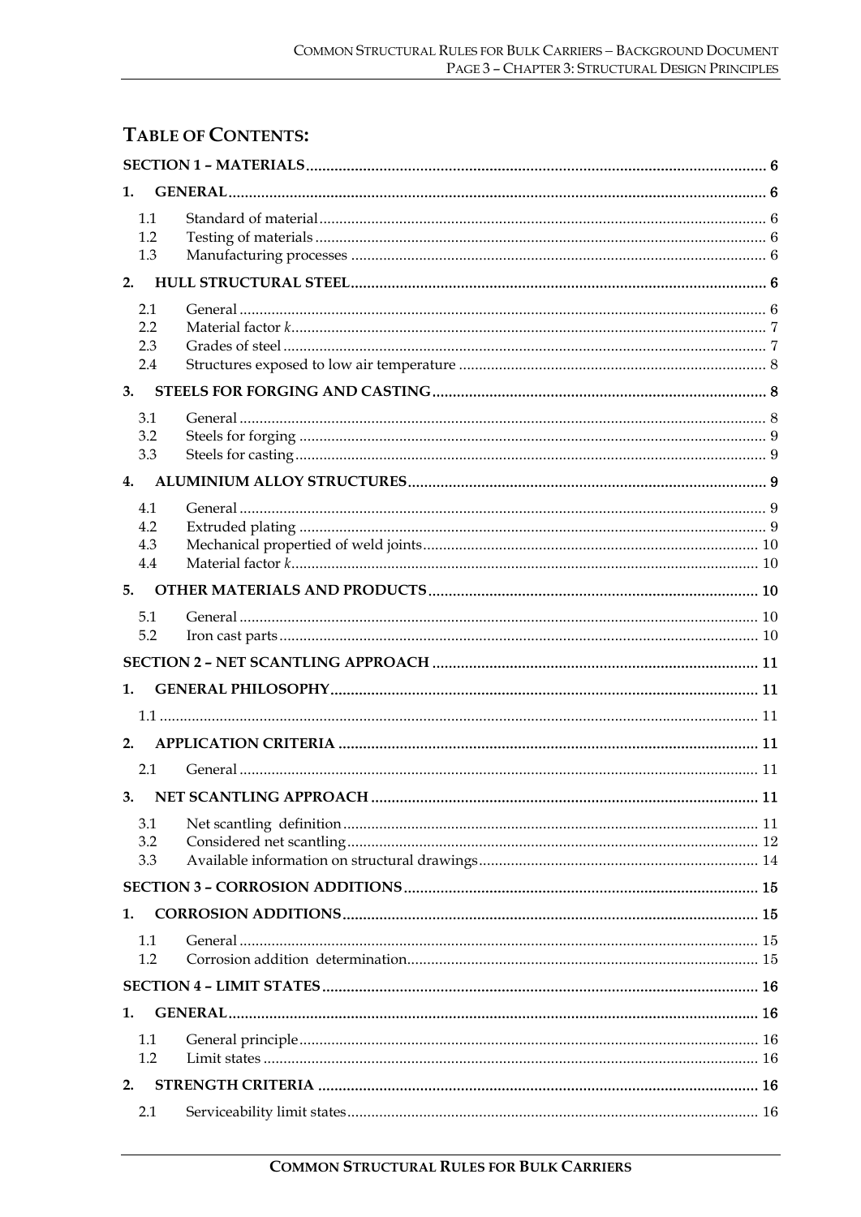## TABLE OF CONTENTS:

**SECTION 1 – MATERIALS** ........ 6

**1. GENERAL** ........ 6

- 1.1 Standard of material ........ 6
- 1.2 Testing of materials ........ 6
- 1.3 Manufacturing processes ........ 6

**2. HULL STRUCTURAL STEEL** ........ 6

- 2.1 General ........ 6
- 2.2 Material factor *k* ........ 7
- 2.3 Grades of steel ........ 7
- 2.4 Structures exposed to low air temperature ........ 8

**3. STEELS FOR FORGING AND CASTING** ........ 8

- 3.1 General ........ 8
- 3.2 Steels for forging ........ 9
- 3.3 Steels for casting ........ 9

**4. ALUMINIUM ALLOY STRUCTURES** ........ 9

- 4.1 General ........ 9
- 4.2 Extruded plating ........ 9
- 4.3 Mechanical propertied of weld joints ........ 10
- 4.4 Material factor *k* ........ 10

**5. OTHER MATERIALS AND PRODUCTS** ........ 10

- 5.1 General ........ 10
- 5.2 Iron cast parts ........ 10

**SECTION 2 – NET SCANTLING APPROACH** ........ 11

**1. GENERAL PHILOSOPHY** ........ 11

- 1.1 ........ 11

**2. APPLICATION CRITERIA** ........ 11

- 2.1 General ........ 11

**3. NET SCANTLING APPROACH** ........ 11

- 3.1 Net scantling definition ........ 11
- 3.2 Considered net scantling ........ 12
- 3.3 Available information on structural drawings ........ 14

**SECTION 3 – CORROSION ADDITIONS** ........ 15

**1. CORROSION ADDITIONS** ........ 15

- 1.1 General ........ 15
- 1.2 Corrosion addition determination ........ 15

**SECTION 4 – LIMIT STATES** ........ 16

**1. GENERAL** ........ 16

- 1.1 General principle ........ 16
- 1.2 Limit states ........ 16

**2. STRENGTH CRITERIA** ........ 16

- 2.1 Serviceability limit states ........ 16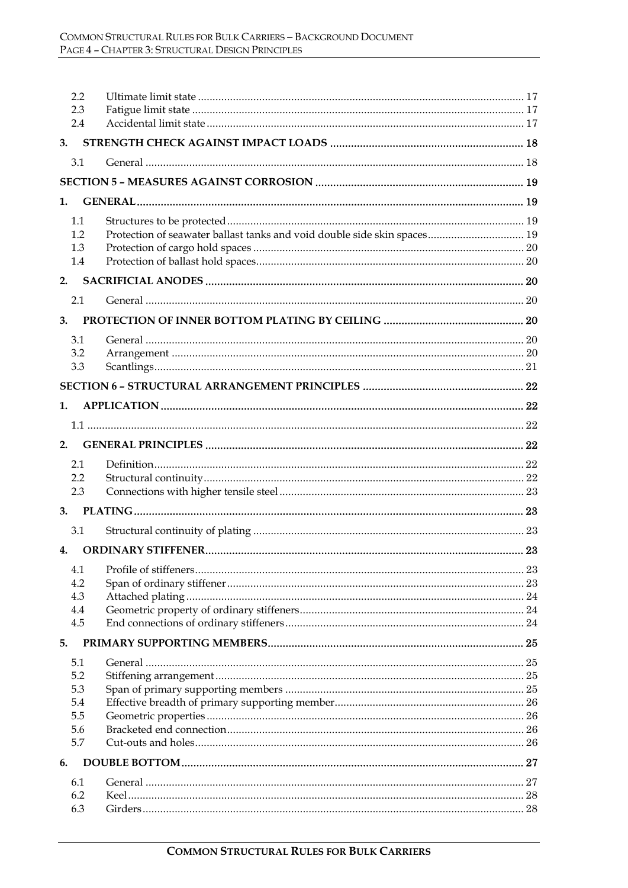| | | |
|---|---|---|
| 2.2 | Ultimate limit state | 17 |
| 2.3 | Fatigue limit state | 17 |
| 2.4 | Accidental limit state | 17 |

**3. STRENGTH CHECK AGAINST IMPACT LOADS** ..... 18

| | | |
|---|---|---|
| 3.1 | General | 18 |

**SECTION 5 – MEASURES AGAINST CORROSION** ..... 19

**1. GENERAL** ..... 19

| | | |
|---|---|---|
| 1.1 | Structures to be protected | 19 |
| 1.2 | Protection of seawater ballast tanks and void double side skin spaces | 19 |
| 1.3 | Protection of cargo hold spaces | 20 |
| 1.4 | Protection of ballast hold spaces | 20 |

**2. SACRIFICIAL ANODES** ..... 20

| | | |
|---|---|---|
| 2.1 | General | 20 |

**3. PROTECTION OF INNER BOTTOM PLATING BY CEILING** ..... 20

| | | |
|---|---|---|
| 3.1 | General | 20 |
| 3.2 | Arrangement | 20 |
| 3.3 | Scantlings | 21 |

**SECTION 6 – STRUCTURAL ARRANGEMENT PRINCIPLES** ..... 22

**1. APPLICATION** ..... 22

| | | |
|---|---|---|
| 1.1 | | 22 |

**2. GENERAL PRINCIPLES** ..... 22

| | | |
|---|---|---|
| 2.1 | Definition | 22 |
| 2.2 | Structural continuity | 22 |
| 2.3 | Connections with higher tensile steel | 23 |

**3. PLATING** ..... 23

| | | |
|---|---|---|
| 3.1 | Structural continuity of plating | 23 |

**4. ORDINARY STIFFENER** ..... 23

| | | |
|---|---|---|
| 4.1 | Profile of stiffeners | 23 |
| 4.2 | Span of ordinary stiffener | 23 |
| 4.3 | Attached plating | 24 |
| 4.4 | Geometric property of ordinary stiffeners | 24 |
| 4.5 | End connections of ordinary stiffeners | 24 |

**5. PRIMARY SUPPORTING MEMBERS** ..... 25

| | | |
|---|---|---|
| 5.1 | General | 25 |
| 5.2 | Stiffening arrangement | 25 |
| 5.3 | Span of primary supporting members | 25 |
| 5.4 | Effective breadth of primary supporting member | 26 |
| 5.5 | Geometric properties | 26 |
| 5.6 | Bracketed end connection | 26 |
| 5.7 | Cut-outs and holes | 26 |

**6. DOUBLE BOTTOM** ..... 27

| | | |
|---|---|---|
| 6.1 | General | 27 |
| 6.2 | Keel | 28 |
| 6.3 | Girders | 28 |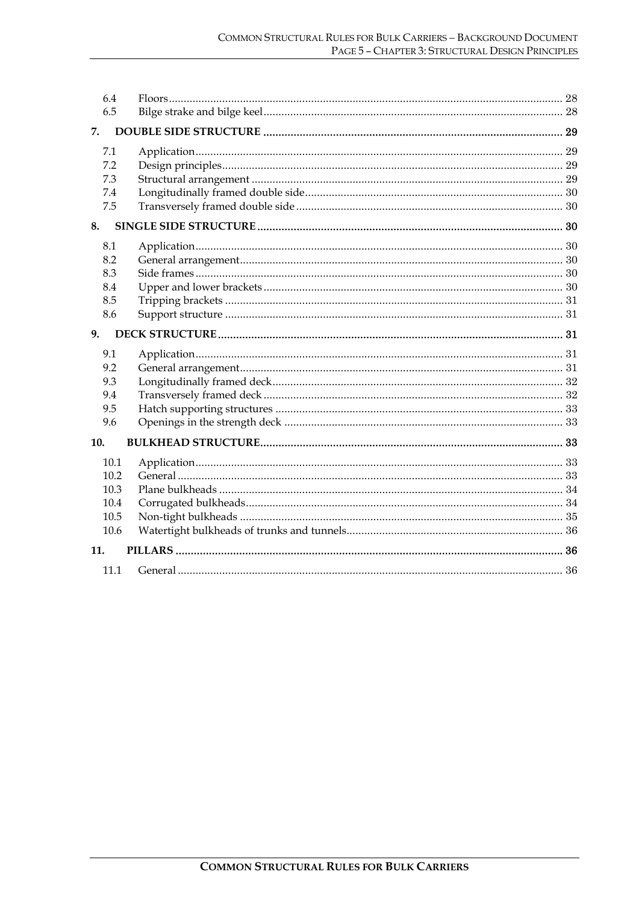| | | |
|---|---|---|
| 6.4 | Floors | 28 |
| 6.5 | Bilge strake and bilge keel | 28 |
| **7.** | **DOUBLE SIDE STRUCTURE** | **29** |
| 7.1 | Application | 29 |
| 7.2 | Design principles | 29 |
| 7.3 | Structural arrangement | 29 |
| 7.4 | Longitudinally framed double side | 30 |
| 7.5 | Transversely framed double side | 30 |
| **8.** | **SINGLE SIDE STRUCTURE** | **30** |
| 8.1 | Application | 30 |
| 8.2 | General arrangement | 30 |
| 8.3 | Side frames | 30 |
| 8.4 | Upper and lower brackets | 30 |
| 8.5 | Tripping brackets | 31 |
| 8.6 | Support structure | 31 |
| **9.** | **DECK STRUCTURE** | **31** |
| 9.1 | Application | 31 |
| 9.2 | General arrangement | 31 |
| 9.3 | Longitudinally framed deck | 32 |
| 9.4 | Transversely framed deck | 32 |
| 9.5 | Hatch supporting structures | 33 |
| 9.6 | Openings in the strength deck | 33 |
| **10.** | **BULKHEAD STRUCTURE** | **33** |
| 10.1 | Application | 33 |
| 10.2 | General | 33 |
| 10.3 | Plane bulkheads | 34 |
| 10.4 | Corrugated bulkheads | 34 |
| 10.5 | Non-tight bulkheads | 35 |
| 10.6 | Watertight bulkheads of trunks and tunnels | 36 |
| **11.** | **PILLARS** | **36** |
| 11.1 | General | 36 |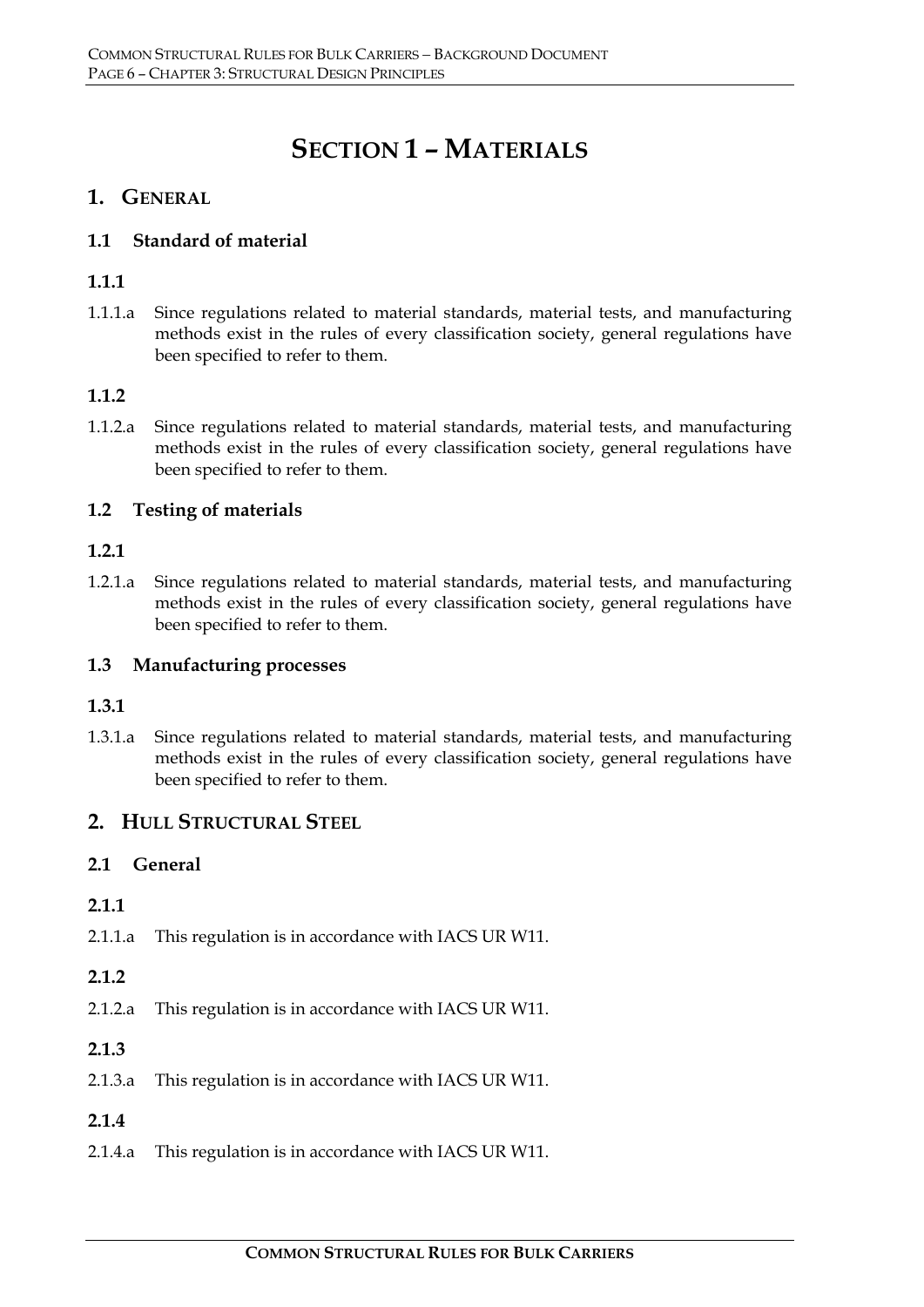# SECTION 1 – MATERIALS

## 1. GENERAL

### 1.1 Standard of material

#### 1.1.1

1.1.1.a Since regulations related to material standards, material tests, and manufacturing methods exist in the rules of every classification society, general regulations have been specified to refer to them.

#### 1.1.2

1.1.2.a Since regulations related to material standards, material tests, and manufacturing methods exist in the rules of every classification society, general regulations have been specified to refer to them.

### 1.2 Testing of materials

#### 1.2.1

1.2.1.a Since regulations related to material standards, material tests, and manufacturing methods exist in the rules of every classification society, general regulations have been specified to refer to them.

### 1.3 Manufacturing processes

#### 1.3.1

1.3.1.a Since regulations related to material standards, material tests, and manufacturing methods exist in the rules of every classification society, general regulations have been specified to refer to them.

## 2. HULL STRUCTURAL STEEL

### 2.1 General

#### 2.1.1

2.1.1.a This regulation is in accordance with IACS UR W11.

#### 2.1.2

2.1.2.a This regulation is in accordance with IACS UR W11.

#### 2.1.3

2.1.3.a This regulation is in accordance with IACS UR W11.

#### 2.1.4

2.1.4.a This regulation is in accordance with IACS UR W11.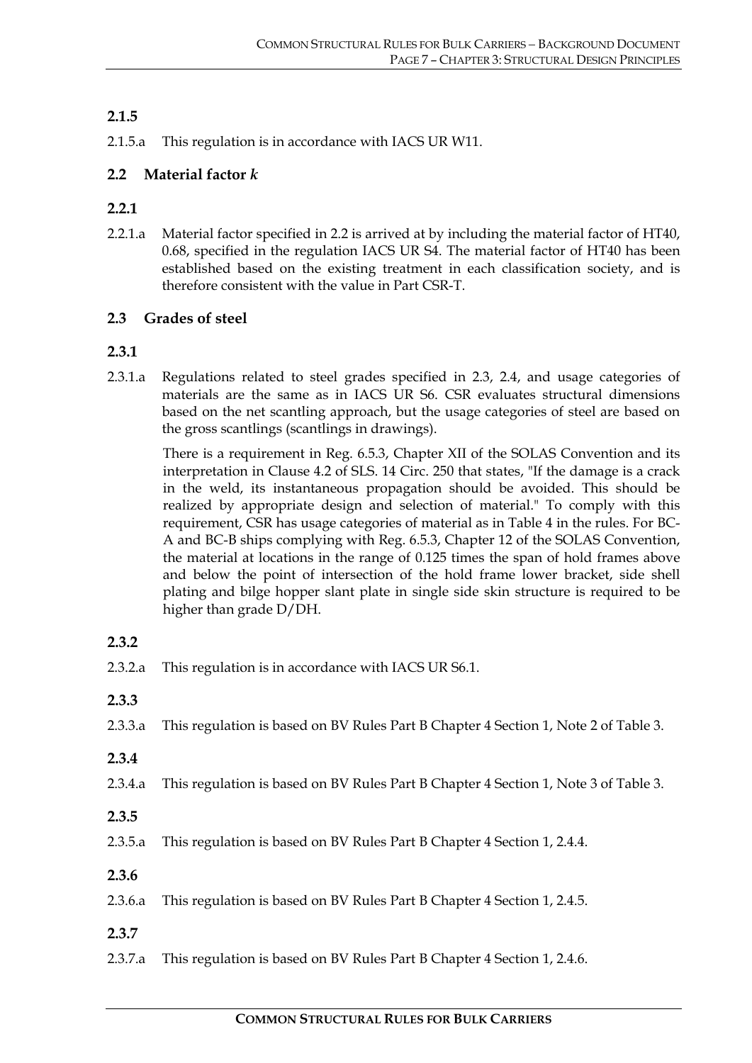### 2.1.5

2.1.5.a This regulation is in accordance with IACS UR W11.

## 2.2 Material factor *k*

### 2.2.1

2.2.1.a Material factor specified in 2.2 is arrived at by including the material factor of HT40, 0.68, specified in the regulation IACS UR S4. The material factor of HT40 has been established based on the existing treatment in each classification society, and is therefore consistent with the value in Part CSR-T.

## 2.3 Grades of steel

### 2.3.1

2.3.1.a Regulations related to steel grades specified in 2.3, 2.4, and usage categories of materials are the same as in IACS UR S6. CSR evaluates structural dimensions based on the net scantling approach, but the usage categories of steel are based on the gross scantlings (scantlings in drawings).

There is a requirement in Reg. 6.5.3, Chapter XII of the SOLAS Convention and its interpretation in Clause 4.2 of SLS. 14 Circ. 250 that states, "If the damage is a crack in the weld, its instantaneous propagation should be avoided. This should be realized by appropriate design and selection of material." To comply with this requirement, CSR has usage categories of material as in Table 4 in the rules. For BC-A and BC-B ships complying with Reg. 6.5.3, Chapter 12 of the SOLAS Convention, the material at locations in the range of 0.125 times the span of hold frames above and below the point of intersection of the hold frame lower bracket, side shell plating and bilge hopper slant plate in single side skin structure is required to be higher than grade D/DH.

### 2.3.2

2.3.2.a This regulation is in accordance with IACS UR S6.1.

### 2.3.3

2.3.3.a This regulation is based on BV Rules Part B Chapter 4 Section 1, Note 2 of Table 3.

### 2.3.4

2.3.4.a This regulation is based on BV Rules Part B Chapter 4 Section 1, Note 3 of Table 3.

### 2.3.5

2.3.5.a This regulation is based on BV Rules Part B Chapter 4 Section 1, 2.4.4.

### 2.3.6

2.3.6.a This regulation is based on BV Rules Part B Chapter 4 Section 1, 2.4.5.

### 2.3.7

2.3.7.a This regulation is based on BV Rules Part B Chapter 4 Section 1, 2.4.6.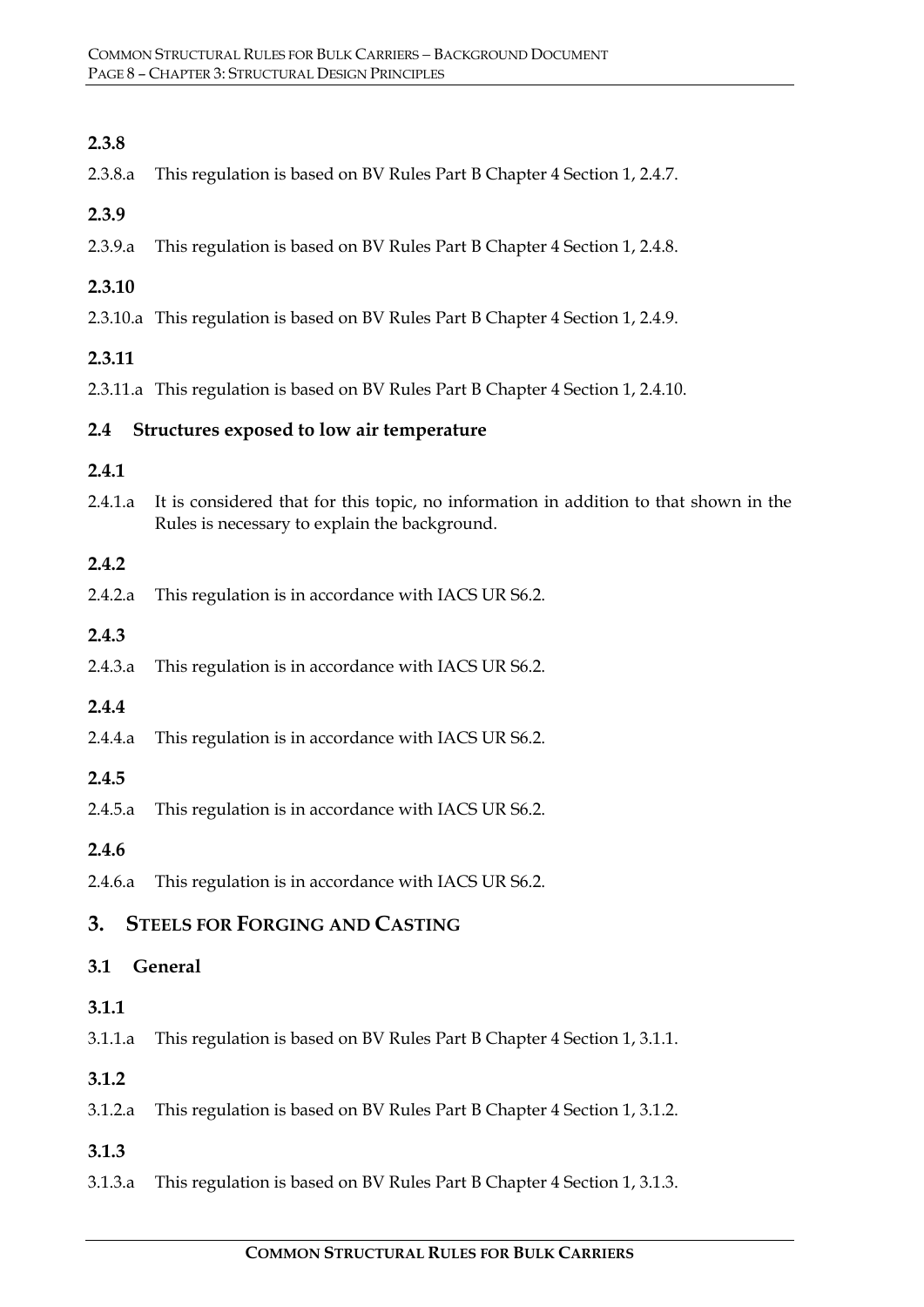### 2.3.8

2.3.8.a This regulation is based on BV Rules Part B Chapter 4 Section 1, 2.4.7.

### 2.3.9

2.3.9.a This regulation is based on BV Rules Part B Chapter 4 Section 1, 2.4.8.

### 2.3.10

2.3.10.a This regulation is based on BV Rules Part B Chapter 4 Section 1, 2.4.9.

### 2.3.11

2.3.11.a This regulation is based on BV Rules Part B Chapter 4 Section 1, 2.4.10.

## 2.4 Structures exposed to low air temperature

### 2.4.1

2.4.1.a It is considered that for this topic, no information in addition to that shown in the Rules is necessary to explain the background.

### 2.4.2

2.4.2.a This regulation is in accordance with IACS UR S6.2.

### 2.4.3

2.4.3.a This regulation is in accordance with IACS UR S6.2.

### 2.4.4

2.4.4.a This regulation is in accordance with IACS UR S6.2.

### 2.4.5

2.4.5.a This regulation is in accordance with IACS UR S6.2.

### 2.4.6

2.4.6.a This regulation is in accordance with IACS UR S6.2.

# 3. Steels for Forging and Casting

## 3.1 General

### 3.1.1

3.1.1.a This regulation is based on BV Rules Part B Chapter 4 Section 1, 3.1.1.

### 3.1.2

3.1.2.a This regulation is based on BV Rules Part B Chapter 4 Section 1, 3.1.2.

### 3.1.3

3.1.3.a This regulation is based on BV Rules Part B Chapter 4 Section 1, 3.1.3.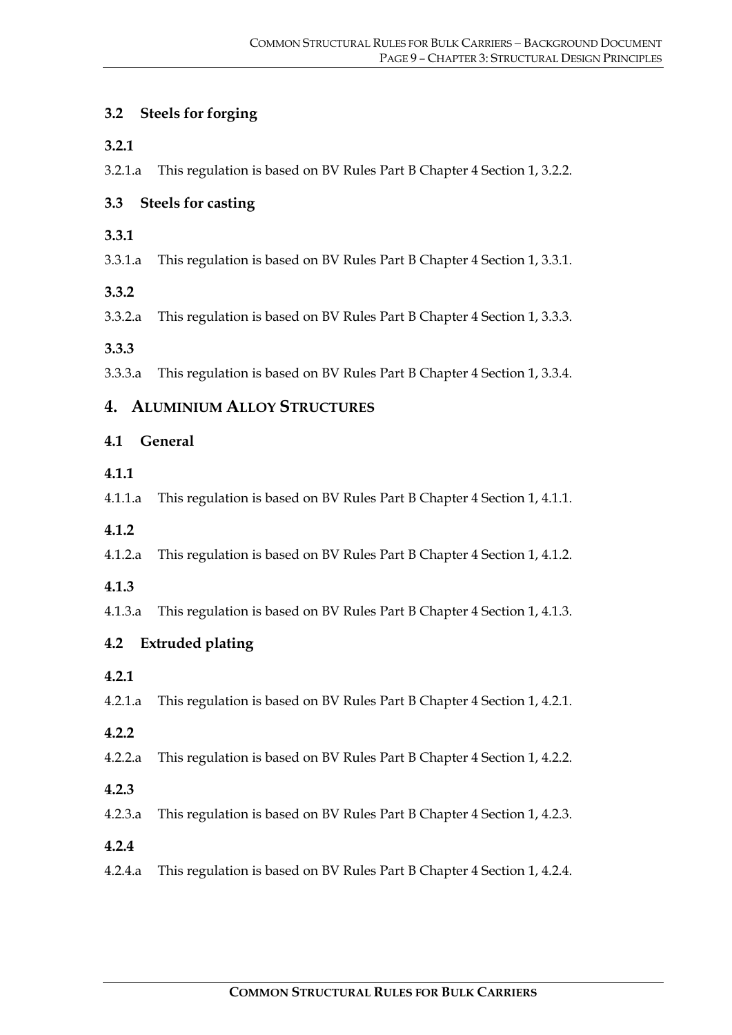### 3.2 Steels for forging

#### 3.2.1

3.2.1.a This regulation is based on BV Rules Part B Chapter 4 Section 1, 3.2.2.

### 3.3 Steels for casting

#### 3.3.1

3.3.1.a This regulation is based on BV Rules Part B Chapter 4 Section 1, 3.3.1.

#### 3.3.2

3.3.2.a This regulation is based on BV Rules Part B Chapter 4 Section 1, 3.3.3.

#### 3.3.3

3.3.3.a This regulation is based on BV Rules Part B Chapter 4 Section 1, 3.3.4.

## 4. Aluminium Alloy Structures

### 4.1 General

#### 4.1.1

4.1.1.a This regulation is based on BV Rules Part B Chapter 4 Section 1, 4.1.1.

#### 4.1.2

4.1.2.a This regulation is based on BV Rules Part B Chapter 4 Section 1, 4.1.2.

#### 4.1.3

4.1.3.a This regulation is based on BV Rules Part B Chapter 4 Section 1, 4.1.3.

### 4.2 Extruded plating

#### 4.2.1

4.2.1.a This regulation is based on BV Rules Part B Chapter 4 Section 1, 4.2.1.

#### 4.2.2

4.2.2.a This regulation is based on BV Rules Part B Chapter 4 Section 1, 4.2.2.

#### 4.2.3

4.2.3.a This regulation is based on BV Rules Part B Chapter 4 Section 1, 4.2.3.

#### 4.2.4

4.2.4.a This regulation is based on BV Rules Part B Chapter 4 Section 1, 4.2.4.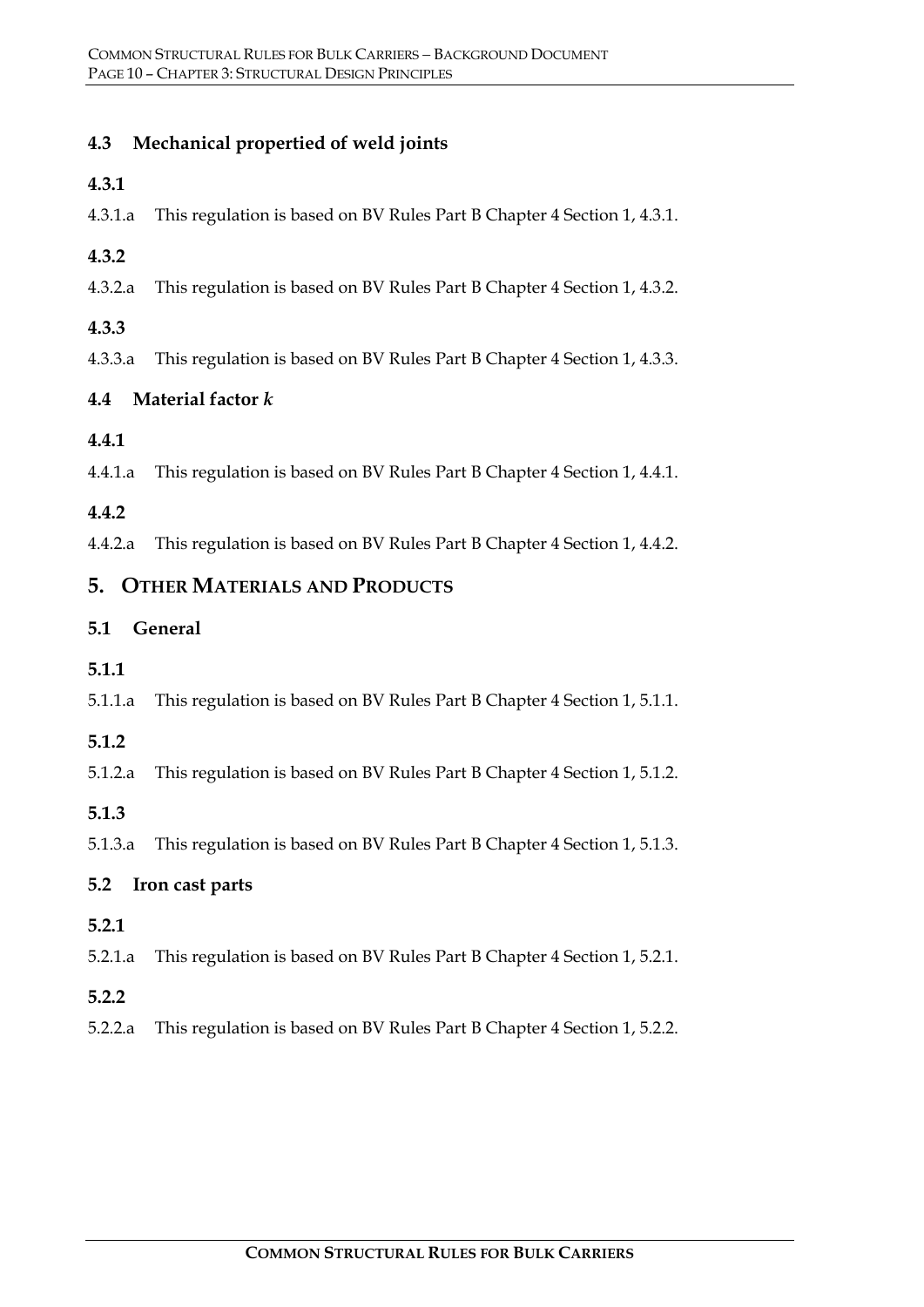### 4.3 Mechanical propertied of weld joints

#### 4.3.1

4.3.1.a This regulation is based on BV Rules Part B Chapter 4 Section 1, 4.3.1.

#### 4.3.2

4.3.2.a This regulation is based on BV Rules Part B Chapter 4 Section 1, 4.3.2.

#### 4.3.3

4.3.3.a This regulation is based on BV Rules Part B Chapter 4 Section 1, 4.3.3.

### 4.4 Material factor *k*

#### 4.4.1

4.4.1.a This regulation is based on BV Rules Part B Chapter 4 Section 1, 4.4.1.

#### 4.4.2

4.4.2.a This regulation is based on BV Rules Part B Chapter 4 Section 1, 4.4.2.

## 5. Other Materials and Products

### 5.1 General

#### 5.1.1

5.1.1.a This regulation is based on BV Rules Part B Chapter 4 Section 1, 5.1.1.

#### 5.1.2

5.1.2.a This regulation is based on BV Rules Part B Chapter 4 Section 1, 5.1.2.

#### 5.1.3

5.1.3.a This regulation is based on BV Rules Part B Chapter 4 Section 1, 5.1.3.

### 5.2 Iron cast parts

#### 5.2.1

5.2.1.a This regulation is based on BV Rules Part B Chapter 4 Section 1, 5.2.1.

#### 5.2.2

5.2.2.a This regulation is based on BV Rules Part B Chapter 4 Section 1, 5.2.2.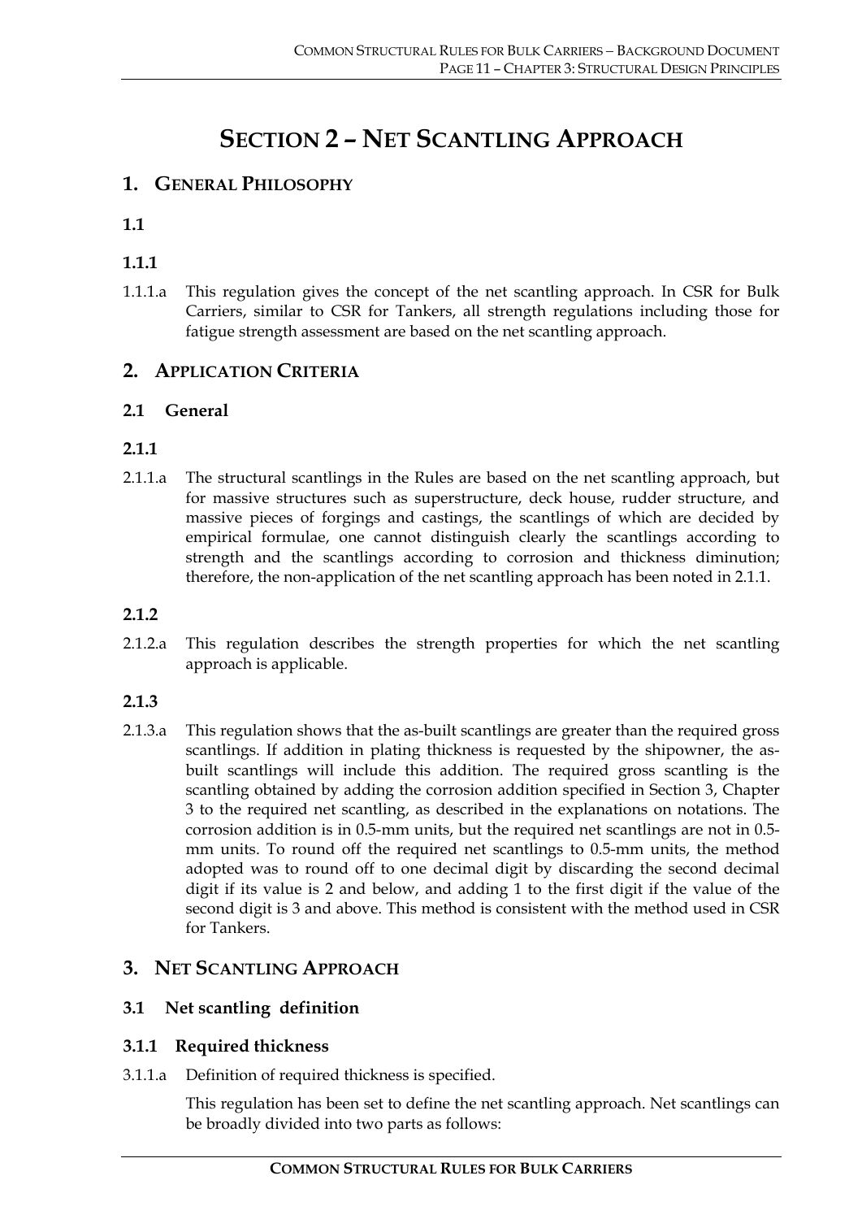# Section 2 – Net Scantling Approach

## 1. General Philosophy

### 1.1

#### 1.1.1

1.1.1.a This regulation gives the concept of the net scantling approach. In CSR for Bulk Carriers, similar to CSR for Tankers, all strength regulations including those for fatigue strength assessment are based on the net scantling approach.

## 2. Application Criteria

### 2.1 General

#### 2.1.1

2.1.1.a The structural scantlings in the Rules are based on the net scantling approach, but for massive structures such as superstructure, deck house, rudder structure, and massive pieces of forgings and castings, the scantlings of which are decided by empirical formulae, one cannot distinguish clearly the scantlings according to strength and the scantlings according to corrosion and thickness diminution; therefore, the non-application of the net scantling approach has been noted in 2.1.1.

#### 2.1.2

2.1.2.a This regulation describes the strength properties for which the net scantling approach is applicable.

#### 2.1.3

2.1.3.a This regulation shows that the as-built scantlings are greater than the required gross scantlings. If addition in plating thickness is requested by the shipowner, the as-built scantlings will include this addition. The required gross scantling is the scantling obtained by adding the corrosion addition specified in Section 3, Chapter 3 to the required net scantling, as described in the explanations on notations. The corrosion addition is in 0.5-mm units, but the required net scantlings are not in 0.5-mm units. To round off the required net scantlings to 0.5-mm units, the method adopted was to round off to one decimal digit by discarding the second decimal digit if its value is 2 and below, and adding 1 to the first digit if the value of the second digit is 3 and above. This method is consistent with the method used in CSR for Tankers.

## 3. Net Scantling Approach

### 3.1 Net scantling definition

#### 3.1.1 Required thickness

3.1.1.a Definition of required thickness is specified.

This regulation has been set to define the net scantling approach. Net scantlings can be broadly divided into two parts as follows: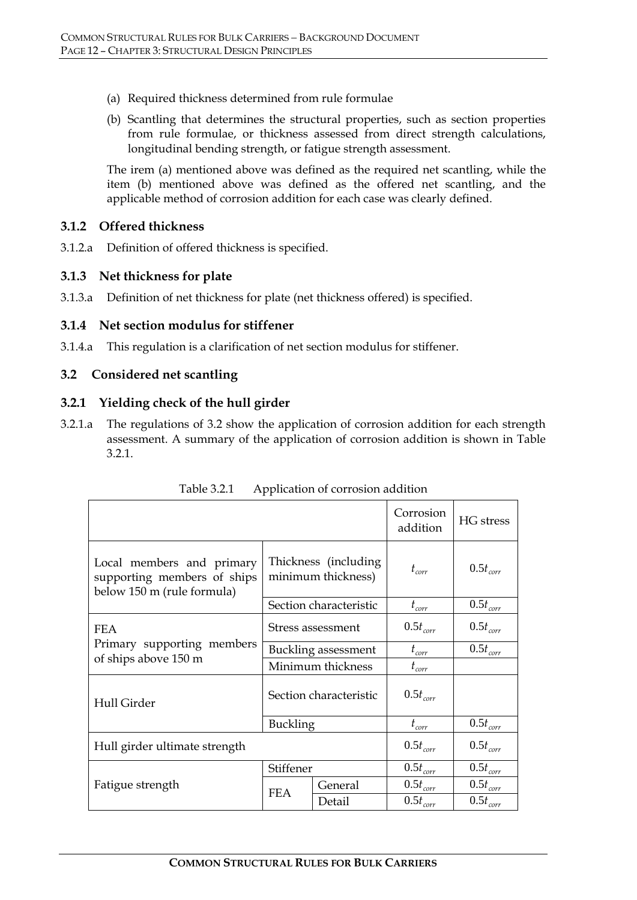(a) Required thickness determined from rule formulae

(b) Scantling that determines the structural properties, such as section properties from rule formulae, or thickness assessed from direct strength calculations, longitudinal bending strength, or fatigue strength assessment.

The irem (a) mentioned above was defined as the required net scantling, while the item (b) mentioned above was defined as the offered net scantling, and the applicable method of corrosion addition for each case was clearly defined.

### 3.1.2 Offered thickness

3.1.2.a Definition of offered thickness is specified.

### 3.1.3 Net thickness for plate

3.1.3.a Definition of net thickness for plate (net thickness offered) is specified.

### 3.1.4 Net section modulus for stiffener

3.1.4.a This regulation is a clarification of net section modulus for stiffener.

## 3.2 Considered net scantling

### 3.2.1 Yielding check of the hull girder

3.2.1.a The regulations of 3.2 show the application of corrosion addition for each strength assessment. A summary of the application of corrosion addition is shown in Table 3.2.1.

Table 3.2.1 Application of corrosion addition

| | | | Corrosion addition | HG stress |
|---|---|---|---|---|
| Local members and primary supporting members of ships below 150 m (rule formula) | Thickness (including minimum thickness) | | $t_{corr}$ | $0.5t_{corr}$ |
| | Section characteristic | | $t_{corr}$ | $0.5t_{corr}$ |
| FEA<br>Primary supporting members of ships above 150 m | Stress assessment | | $0.5t_{corr}$ | $0.5t_{corr}$ |
| | Buckling assessment | | $t_{corr}$ | $0.5t_{corr}$ |
| | Minimum thickness | | $t_{corr}$ | |
| Hull Girder | Section characteristic | | $0.5t_{corr}$ | |
| | Buckling | | $t_{corr}$ | $0.5t_{corr}$ |
| Hull girder ultimate strength | | | $0.5t_{corr}$ | $0.5t_{corr}$ |
| Fatigue strength | Stiffener | | $0.5t_{corr}$ | $0.5t_{corr}$ |
| | FEA | General | $0.5t_{corr}$ | $0.5t_{corr}$ |
| | | Detail | $0.5t_{corr}$ | $0.5t_{corr}$ |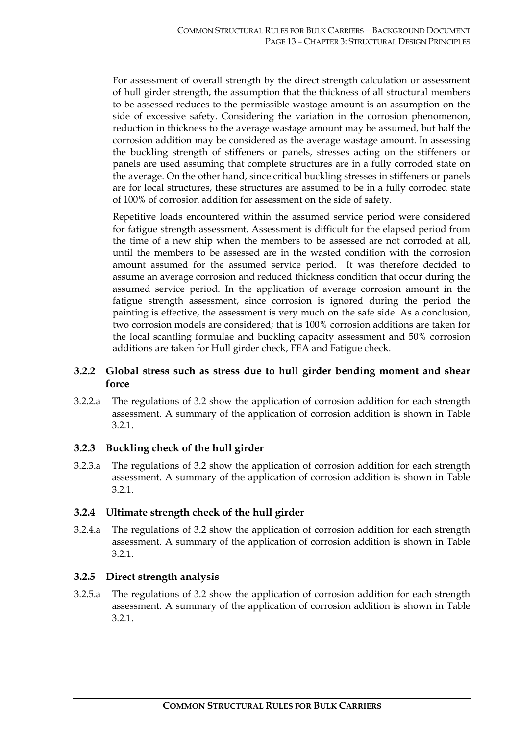For assessment of overall strength by the direct strength calculation or assessment of hull girder strength, the assumption that the thickness of all structural members to be assessed reduces to the permissible wastage amount is an assumption on the side of excessive safety. Considering the variation in the corrosion phenomenon, reduction in thickness to the average wastage amount may be assumed, but half the corrosion addition may be considered as the average wastage amount. In assessing the buckling strength of stiffeners or panels, stresses acting on the stiffeners or panels are used assuming that complete structures are in a fully corroded state on the average. On the other hand, since critical buckling stresses in stiffeners or panels are for local structures, these structures are assumed to be in a fully corroded state of 100% of corrosion addition for assessment on the side of safety.

Repetitive loads encountered within the assumed service period were considered for fatigue strength assessment. Assessment is difficult for the elapsed period from the time of a new ship when the members to be assessed are not corroded at all, until the members to be assessed are in the wasted condition with the corrosion amount assumed for the assumed service period. It was therefore decided to assume an average corrosion and reduced thickness condition that occur during the assumed service period. In the application of average corrosion amount in the fatigue strength assessment, since corrosion is ignored during the period the painting is effective, the assessment is very much on the safe side. As a conclusion, two corrosion models are considered; that is 100% corrosion additions are taken for the local scantling formulae and buckling capacity assessment and 50% corrosion additions are taken for Hull girder check, FEA and Fatigue check.

### 3.2.2 Global stress such as stress due to hull girder bending moment and shear force

3.2.2.a The regulations of 3.2 show the application of corrosion addition for each strength assessment. A summary of the application of corrosion addition is shown in Table 3.2.1.

### 3.2.3 Buckling check of the hull girder

3.2.3.a The regulations of 3.2 show the application of corrosion addition for each strength assessment. A summary of the application of corrosion addition is shown in Table 3.2.1.

### 3.2.4 Ultimate strength check of the hull girder

3.2.4.a The regulations of 3.2 show the application of corrosion addition for each strength assessment. A summary of the application of corrosion addition is shown in Table 3.2.1.

### 3.2.5 Direct strength analysis

3.2.5.a The regulations of 3.2 show the application of corrosion addition for each strength assessment. A summary of the application of corrosion addition is shown in Table 3.2.1.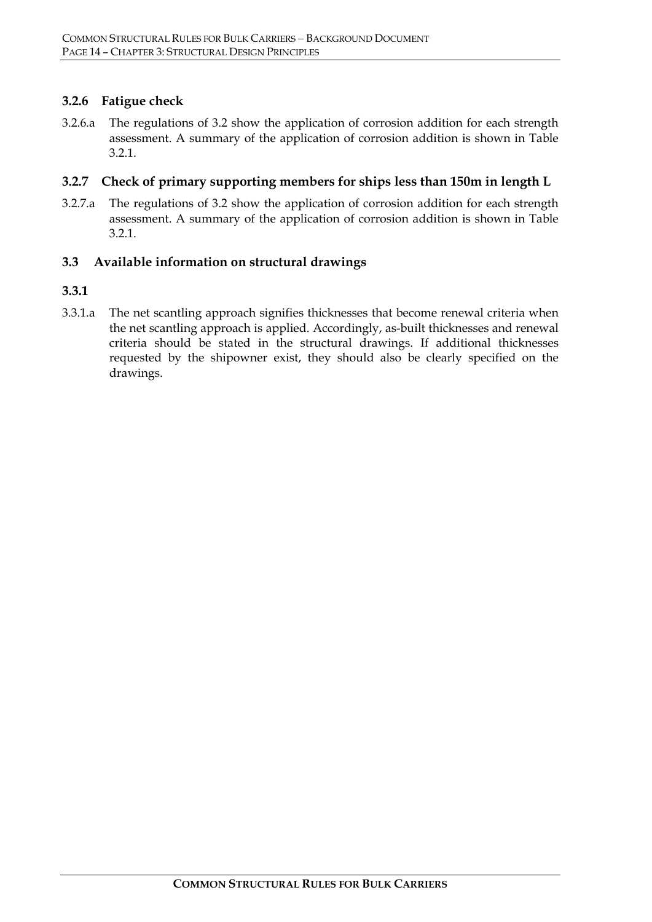### 3.2.6 Fatigue check

3.2.6.a The regulations of 3.2 show the application of corrosion addition for each strength assessment. A summary of the application of corrosion addition is shown in Table 3.2.1.

### 3.2.7 Check of primary supporting members for ships less than 150m in length L

3.2.7.a The regulations of 3.2 show the application of corrosion addition for each strength assessment. A summary of the application of corrosion addition is shown in Table 3.2.1.

## 3.3 Available information on structural drawings

### 3.3.1

3.3.1.a The net scantling approach signifies thicknesses that become renewal criteria when the net scantling approach is applied. Accordingly, as-built thicknesses and renewal criteria should be stated in the structural drawings. If additional thicknesses requested by the shipowner exist, they should also be clearly specified on the drawings.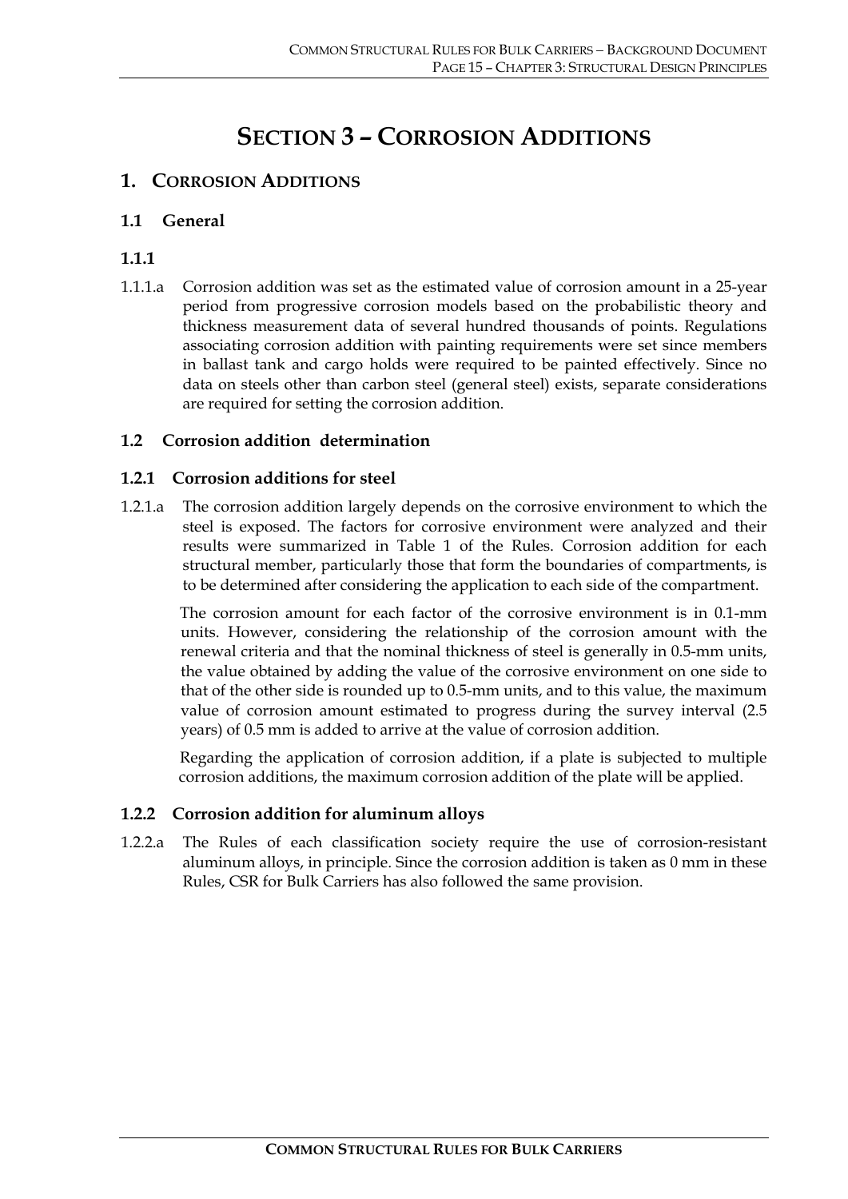# SECTION 3 – CORROSION ADDITIONS

## 1. CORROSION ADDITIONS

### 1.1 General

#### 1.1.1

1.1.1.a Corrosion addition was set as the estimated value of corrosion amount in a 25-year period from progressive corrosion models based on the probabilistic theory and thickness measurement data of several hundred thousands of points. Regulations associating corrosion addition with painting requirements were set since members in ballast tank and cargo holds were required to be painted effectively. Since no data on steels other than carbon steel (general steel) exists, separate considerations are required for setting the corrosion addition.

### 1.2 Corrosion addition determination

#### 1.2.1 Corrosion additions for steel

1.2.1.a The corrosion addition largely depends on the corrosive environment to which the steel is exposed. The factors for corrosive environment were analyzed and their results were summarized in Table 1 of the Rules. Corrosion addition for each structural member, particularly those that form the boundaries of compartments, is to be determined after considering the application to each side of the compartment.

The corrosion amount for each factor of the corrosive environment is in 0.1-mm units. However, considering the relationship of the corrosion amount with the renewal criteria and that the nominal thickness of steel is generally in 0.5-mm units, the value obtained by adding the value of the corrosive environment on one side to that of the other side is rounded up to 0.5-mm units, and to this value, the maximum value of corrosion amount estimated to progress during the survey interval (2.5 years) of 0.5 mm is added to arrive at the value of corrosion addition.

Regarding the application of corrosion addition, if a plate is subjected to multiple corrosion additions, the maximum corrosion addition of the plate will be applied.

#### 1.2.2 Corrosion addition for aluminum alloys

1.2.2.a The Rules of each classification society require the use of corrosion-resistant aluminum alloys, in principle. Since the corrosion addition is taken as 0 mm in these Rules, CSR for Bulk Carriers has also followed the same provision.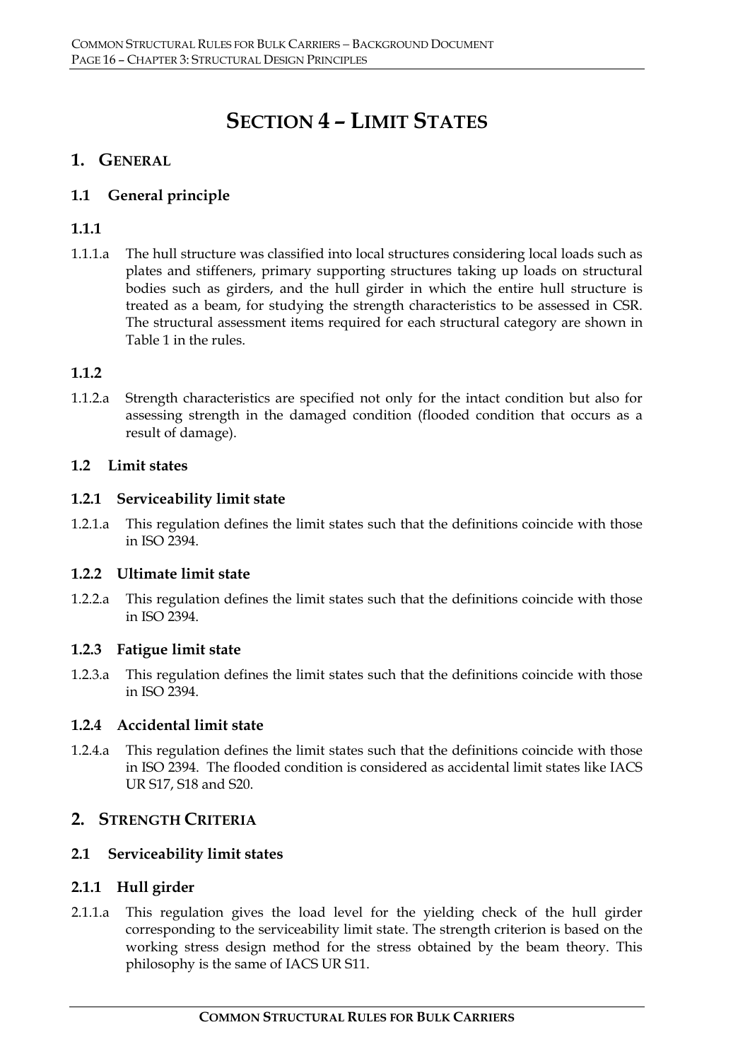# SECTION 4 – LIMIT STATES

## 1. GENERAL

### 1.1 General principle

#### 1.1.1

1.1.1.a The hull structure was classified into local structures considering local loads such as plates and stiffeners, primary supporting structures taking up loads on structural bodies such as girders, and the hull girder in which the entire hull structure is treated as a beam, for studying the strength characteristics to be assessed in CSR. The structural assessment items required for each structural category are shown in Table 1 in the rules.

#### 1.1.2

1.1.2.a Strength characteristics are specified not only for the intact condition but also for assessing strength in the damaged condition (flooded condition that occurs as a result of damage).

### 1.2 Limit states

#### 1.2.1 Serviceability limit state

1.2.1.a This regulation defines the limit states such that the definitions coincide with those in ISO 2394.

#### 1.2.2 Ultimate limit state

1.2.2.a This regulation defines the limit states such that the definitions coincide with those in ISO 2394.

#### 1.2.3 Fatigue limit state

1.2.3.a This regulation defines the limit states such that the definitions coincide with those in ISO 2394.

#### 1.2.4 Accidental limit state

1.2.4.a This regulation defines the limit states such that the definitions coincide with those in ISO 2394. The flooded condition is considered as accidental limit states like IACS UR S17, S18 and S20.

## 2. STRENGTH CRITERIA

### 2.1 Serviceability limit states

#### 2.1.1 Hull girder

2.1.1.a This regulation gives the load level for the yielding check of the hull girder corresponding to the serviceability limit state. The strength criterion is based on the working stress design method for the stress obtained by the beam theory. This philosophy is the same of IACS UR S11.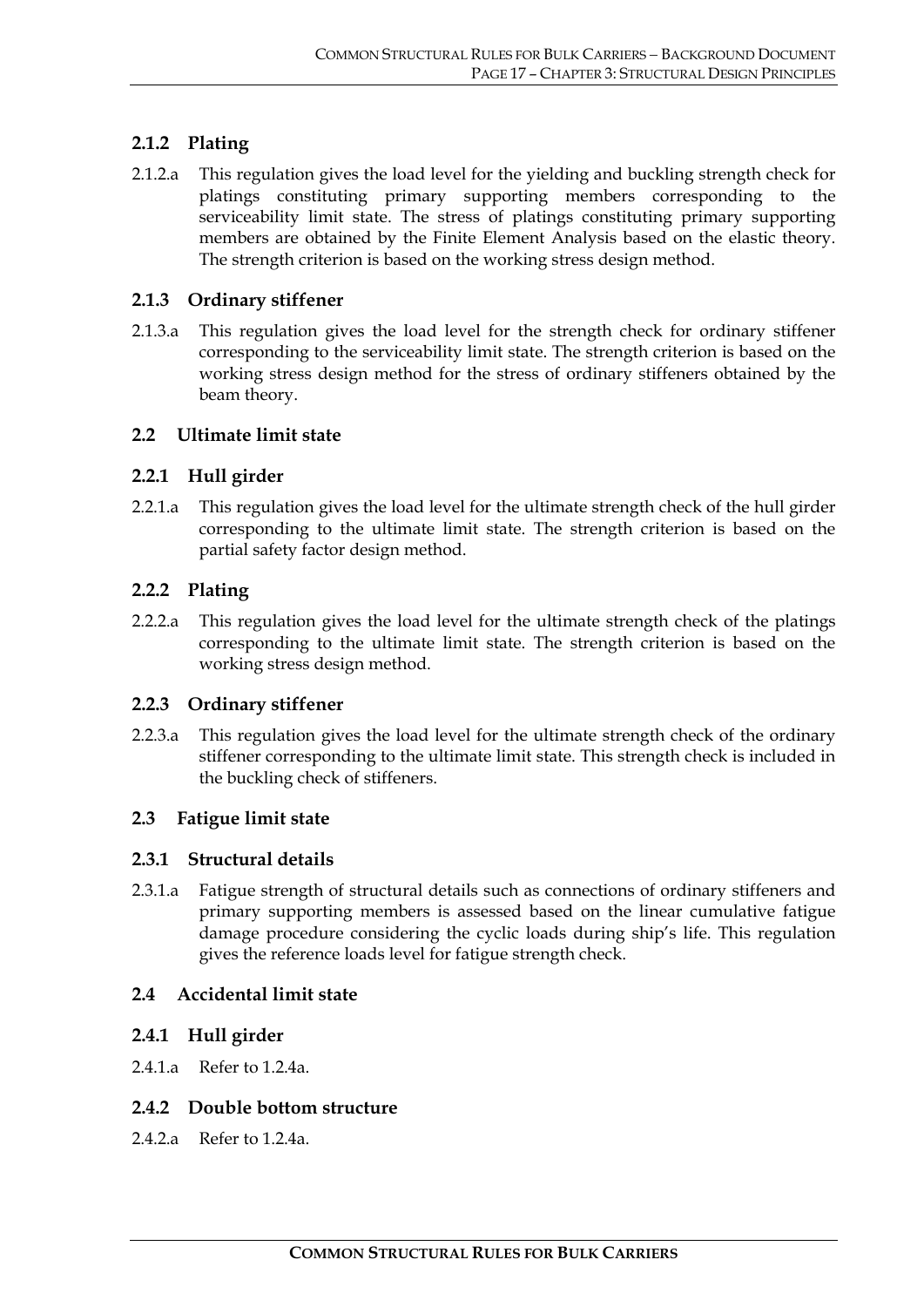### 2.1.2 Plating

2.1.2.a This regulation gives the load level for the yielding and buckling strength check for platings constituting primary supporting members corresponding to the serviceability limit state. The stress of platings constituting primary supporting members are obtained by the Finite Element Analysis based on the elastic theory. The strength criterion is based on the working stress design method.

### 2.1.3 Ordinary stiffener

2.1.3.a This regulation gives the load level for the strength check for ordinary stiffener corresponding to the serviceability limit state. The strength criterion is based on the working stress design method for the stress of ordinary stiffeners obtained by the beam theory.

## 2.2 Ultimate limit state

### 2.2.1 Hull girder

2.2.1.a This regulation gives the load level for the ultimate strength check of the hull girder corresponding to the ultimate limit state. The strength criterion is based on the partial safety factor design method.

### 2.2.2 Plating

2.2.2.a This regulation gives the load level for the ultimate strength check of the platings corresponding to the ultimate limit state. The strength criterion is based on the working stress design method.

### 2.2.3 Ordinary stiffener

2.2.3.a This regulation gives the load level for the ultimate strength check of the ordinary stiffener corresponding to the ultimate limit state. This strength check is included in the buckling check of stiffeners.

## 2.3 Fatigue limit state

### 2.3.1 Structural details

2.3.1.a Fatigue strength of structural details such as connections of ordinary stiffeners and primary supporting members is assessed based on the linear cumulative fatigue damage procedure considering the cyclic loads during ship's life. This regulation gives the reference loads level for fatigue strength check.

## 2.4 Accidental limit state

### 2.4.1 Hull girder

2.4.1.a Refer to 1.2.4a.

### 2.4.2 Double bottom structure

2.4.2.a Refer to 1.2.4a.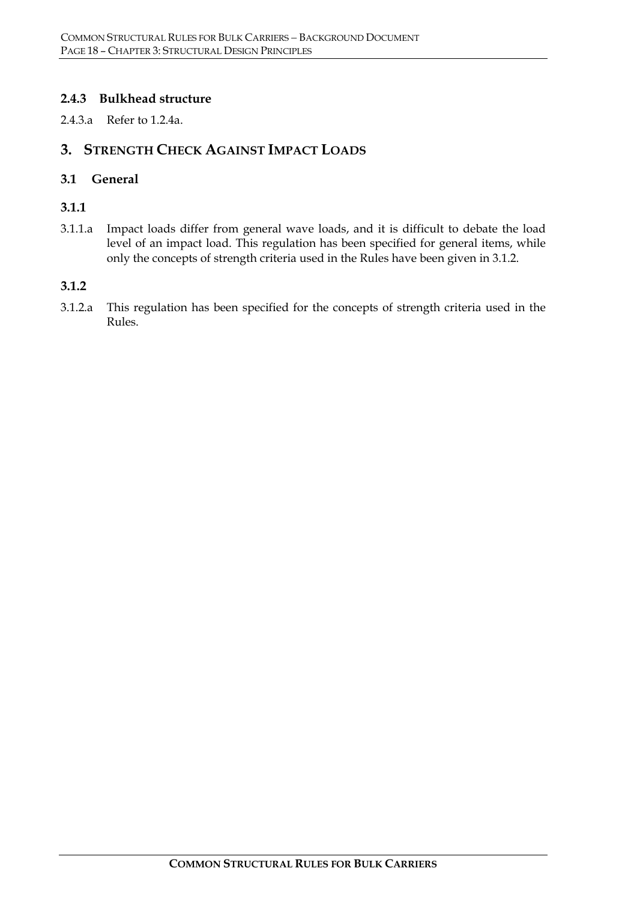### 2.4.3 Bulkhead structure

2.4.3.a Refer to 1.2.4a.

## 3. STRENGTH CHECK AGAINST IMPACT LOADS

### 3.1 General

#### 3.1.1

3.1.1.a Impact loads differ from general wave loads, and it is difficult to debate the load level of an impact load. This regulation has been specified for general items, while only the concepts of strength criteria used in the Rules have been given in 3.1.2.

#### 3.1.2

3.1.2.a This regulation has been specified for the concepts of strength criteria used in the Rules.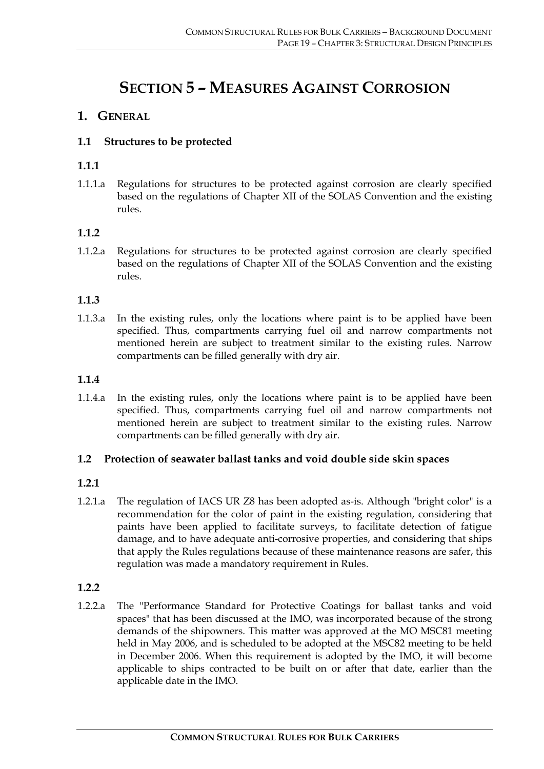# SECTION 5 – MEASURES AGAINST CORROSION

## 1. GENERAL

### 1.1 Structures to be protected

#### 1.1.1

1.1.1.a Regulations for structures to be protected against corrosion are clearly specified based on the regulations of Chapter XII of the SOLAS Convention and the existing rules.

#### 1.1.2

1.1.2.a Regulations for structures to be protected against corrosion are clearly specified based on the regulations of Chapter XII of the SOLAS Convention and the existing rules.

#### 1.1.3

1.1.3.a In the existing rules, only the locations where paint is to be applied have been specified. Thus, compartments carrying fuel oil and narrow compartments not mentioned herein are subject to treatment similar to the existing rules. Narrow compartments can be filled generally with dry air.

#### 1.1.4

1.1.4.a In the existing rules, only the locations where paint is to be applied have been specified. Thus, compartments carrying fuel oil and narrow compartments not mentioned herein are subject to treatment similar to the existing rules. Narrow compartments can be filled generally with dry air.

### 1.2 Protection of seawater ballast tanks and void double side skin spaces

#### 1.2.1

1.2.1.a The regulation of IACS UR Z8 has been adopted as-is. Although "bright color" is a recommendation for the color of paint in the existing regulation, considering that paints have been applied to facilitate surveys, to facilitate detection of fatigue damage, and to have adequate anti-corrosive properties, and considering that ships that apply the Rules regulations because of these maintenance reasons are safer, this regulation was made a mandatory requirement in Rules.

#### 1.2.2

1.2.2.a The "Performance Standard for Protective Coatings for ballast tanks and void spaces" that has been discussed at the IMO, was incorporated because of the strong demands of the shipowners. This matter was approved at the MO MSC81 meeting held in May 2006, and is scheduled to be adopted at the MSC82 meeting to be held in December 2006. When this requirement is adopted by the IMO, it will become applicable to ships contracted to be built on or after that date, earlier than the applicable date in the IMO.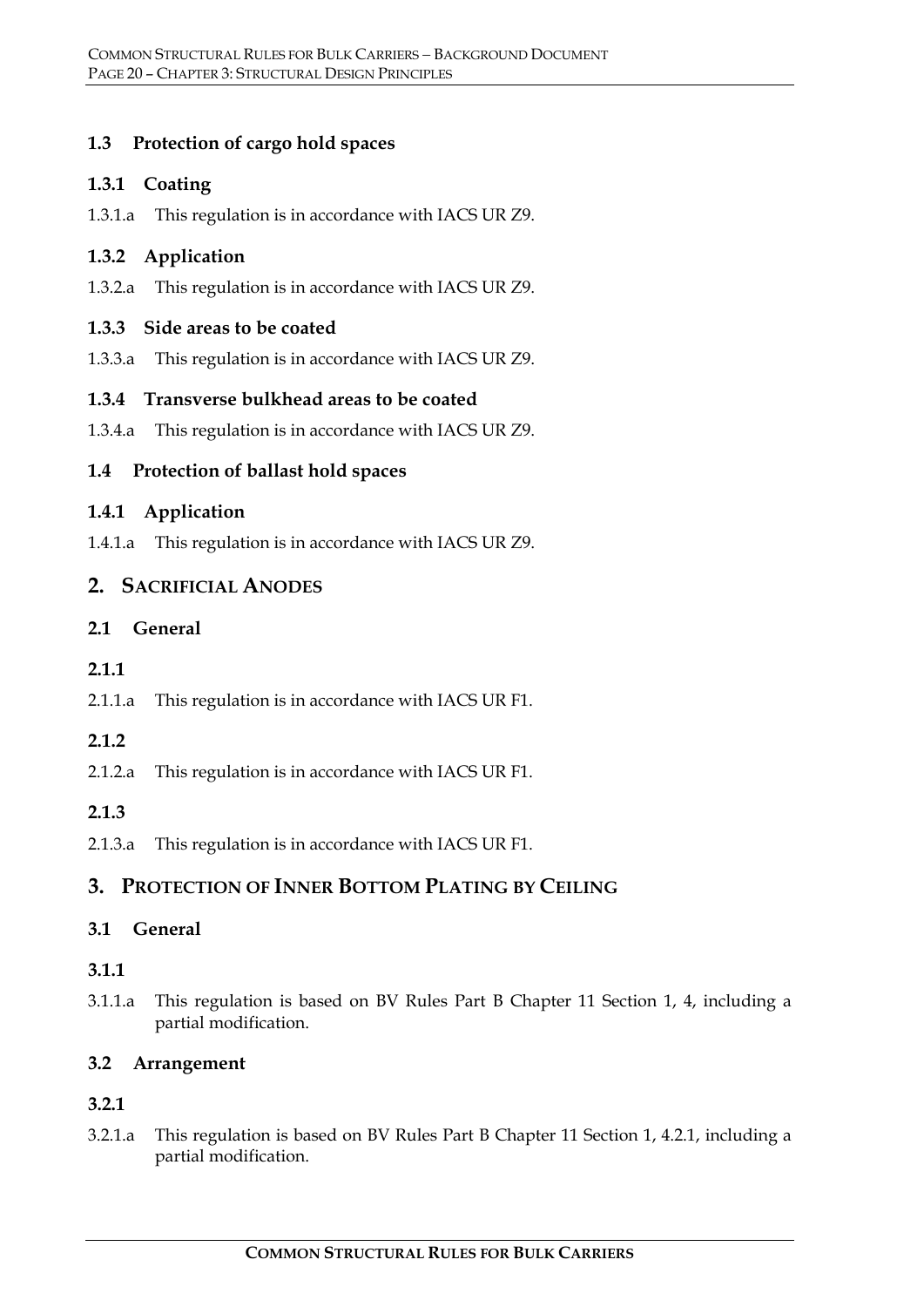### 1.3 Protection of cargo hold spaces

#### 1.3.1 Coating

1.3.1.a This regulation is in accordance with IACS UR Z9.

#### 1.3.2 Application

1.3.2.a This regulation is in accordance with IACS UR Z9.

#### 1.3.3 Side areas to be coated

1.3.3.a This regulation is in accordance with IACS UR Z9.

#### 1.3.4 Transverse bulkhead areas to be coated

1.3.4.a This regulation is in accordance with IACS UR Z9.

### 1.4 Protection of ballast hold spaces

#### 1.4.1 Application

1.4.1.a This regulation is in accordance with IACS UR Z9.

## 2. SACRIFICIAL ANODES

### 2.1 General

#### 2.1.1

2.1.1.a This regulation is in accordance with IACS UR F1.

#### 2.1.2

2.1.2.a This regulation is in accordance with IACS UR F1.

#### 2.1.3

2.1.3.a This regulation is in accordance with IACS UR F1.

## 3. PROTECTION OF INNER BOTTOM PLATING BY CEILING

### 3.1 General

#### 3.1.1

3.1.1.a This regulation is based on BV Rules Part B Chapter 11 Section 1, 4, including a partial modification.

### 3.2 Arrangement

#### 3.2.1

3.2.1.a This regulation is based on BV Rules Part B Chapter 11 Section 1, 4.2.1, including a partial modification.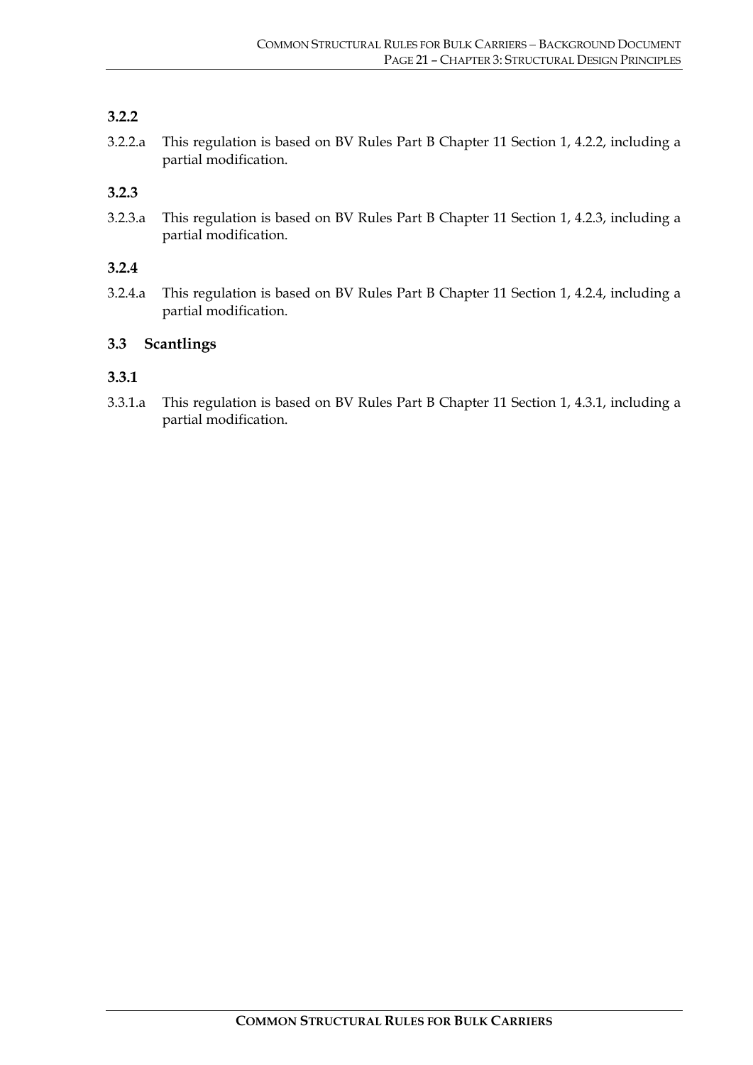### 3.2.2

3.2.2.a This regulation is based on BV Rules Part B Chapter 11 Section 1, 4.2.2, including a partial modification.

### 3.2.3

3.2.3.a This regulation is based on BV Rules Part B Chapter 11 Section 1, 4.2.3, including a partial modification.

### 3.2.4

3.2.4.a This regulation is based on BV Rules Part B Chapter 11 Section 1, 4.2.4, including a partial modification.

## 3.3 Scantlings

### 3.3.1

3.3.1.a This regulation is based on BV Rules Part B Chapter 11 Section 1, 4.3.1, including a partial modification.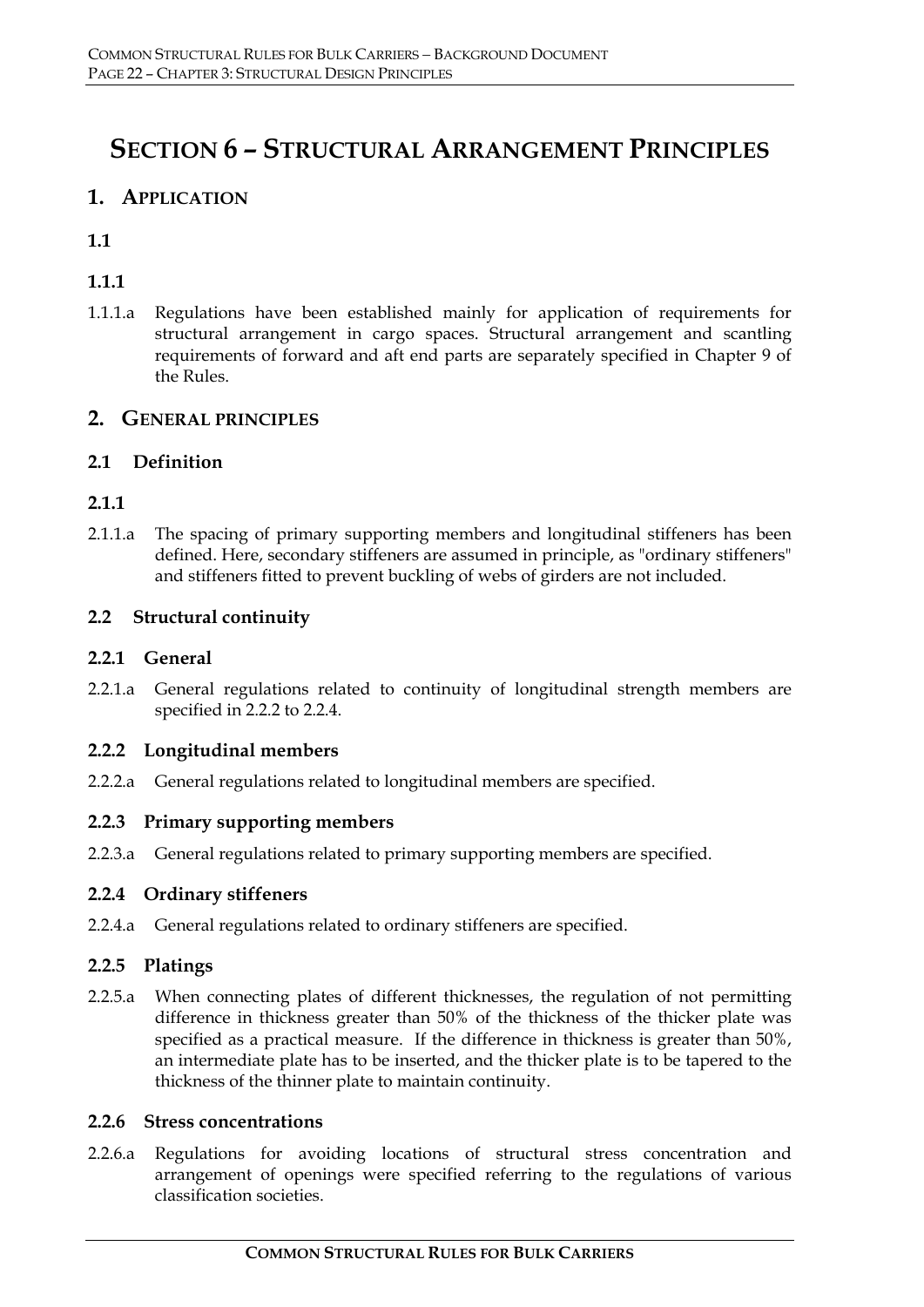# SECTION 6 – STRUCTURAL ARRANGEMENT PRINCIPLES

## 1. APPLICATION

### 1.1

#### 1.1.1

1.1.1.a Regulations have been established mainly for application of requirements for structural arrangement in cargo spaces. Structural arrangement and scantling requirements of forward and aft end parts are separately specified in Chapter 9 of the Rules.

## 2. GENERAL PRINCIPLES

### 2.1 Definition

#### 2.1.1

2.1.1.a The spacing of primary supporting members and longitudinal stiffeners has been defined. Here, secondary stiffeners are assumed in principle, as "ordinary stiffeners" and stiffeners fitted to prevent buckling of webs of girders are not included.

### 2.2 Structural continuity

#### 2.2.1 General

2.2.1.a General regulations related to continuity of longitudinal strength members are specified in 2.2.2 to 2.2.4.

#### 2.2.2 Longitudinal members

2.2.2.a General regulations related to longitudinal members are specified.

#### 2.2.3 Primary supporting members

2.2.3.a General regulations related to primary supporting members are specified.

#### 2.2.4 Ordinary stiffeners

2.2.4.a General regulations related to ordinary stiffeners are specified.

#### 2.2.5 Platings

2.2.5.a When connecting plates of different thicknesses, the regulation of not permitting difference in thickness greater than 50% of the thickness of the thicker plate was specified as a practical measure. If the difference in thickness is greater than 50%, an intermediate plate has to be inserted, and the thicker plate is to be tapered to the thickness of the thinner plate to maintain continuity.

#### 2.2.6 Stress concentrations

2.2.6.a Regulations for avoiding locations of structural stress concentration and arrangement of openings were specified referring to the regulations of various classification societies.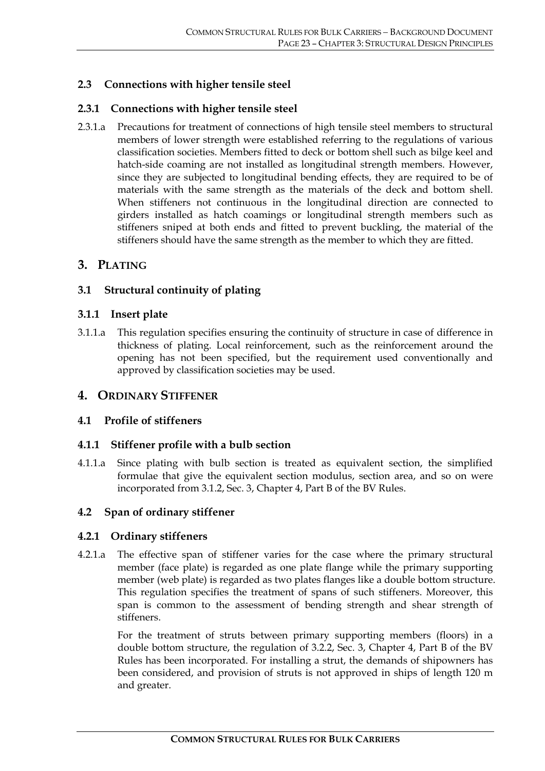## 2.3 Connections with higher tensile steel

### 2.3.1 Connections with higher tensile steel

2.3.1.a Precautions for treatment of connections of high tensile steel members to structural members of lower strength were established referring to the regulations of various classification societies. Members fitted to deck or bottom shell such as bilge keel and hatch-side coaming are not installed as longitudinal strength members. However, since they are subjected to longitudinal bending effects, they are required to be of materials with the same strength as the materials of the deck and bottom shell. When stiffeners not continuous in the longitudinal direction are connected to girders installed as hatch coamings or longitudinal strength members such as stiffeners sniped at both ends and fitted to prevent buckling, the material of the stiffeners should have the same strength as the member to which they are fitted.

# 3. PLATING

## 3.1 Structural continuity of plating

### 3.1.1 Insert plate

3.1.1.a This regulation specifies ensuring the continuity of structure in case of difference in thickness of plating. Local reinforcement, such as the reinforcement around the opening has not been specified, but the requirement used conventionally and approved by classification societies may be used.

# 4. ORDINARY STIFFENER

## 4.1 Profile of stiffeners

### 4.1.1 Stiffener profile with a bulb section

4.1.1.a Since plating with bulb section is treated as equivalent section, the simplified formulae that give the equivalent section modulus, section area, and so on were incorporated from 3.1.2, Sec. 3, Chapter 4, Part B of the BV Rules.

## 4.2 Span of ordinary stiffener

### 4.2.1 Ordinary stiffeners

4.2.1.a The effective span of stiffener varies for the case where the primary structural member (face plate) is regarded as one plate flange while the primary supporting member (web plate) is regarded as two plates flanges like a double bottom structure. This regulation specifies the treatment of spans of such stiffeners. Moreover, this span is common to the assessment of bending strength and shear strength of stiffeners.

For the treatment of struts between primary supporting members (floors) in a double bottom structure, the regulation of 3.2.2, Sec. 3, Chapter 4, Part B of the BV Rules has been incorporated. For installing a strut, the demands of shipowners has been considered, and provision of struts is not approved in ships of length 120 m and greater.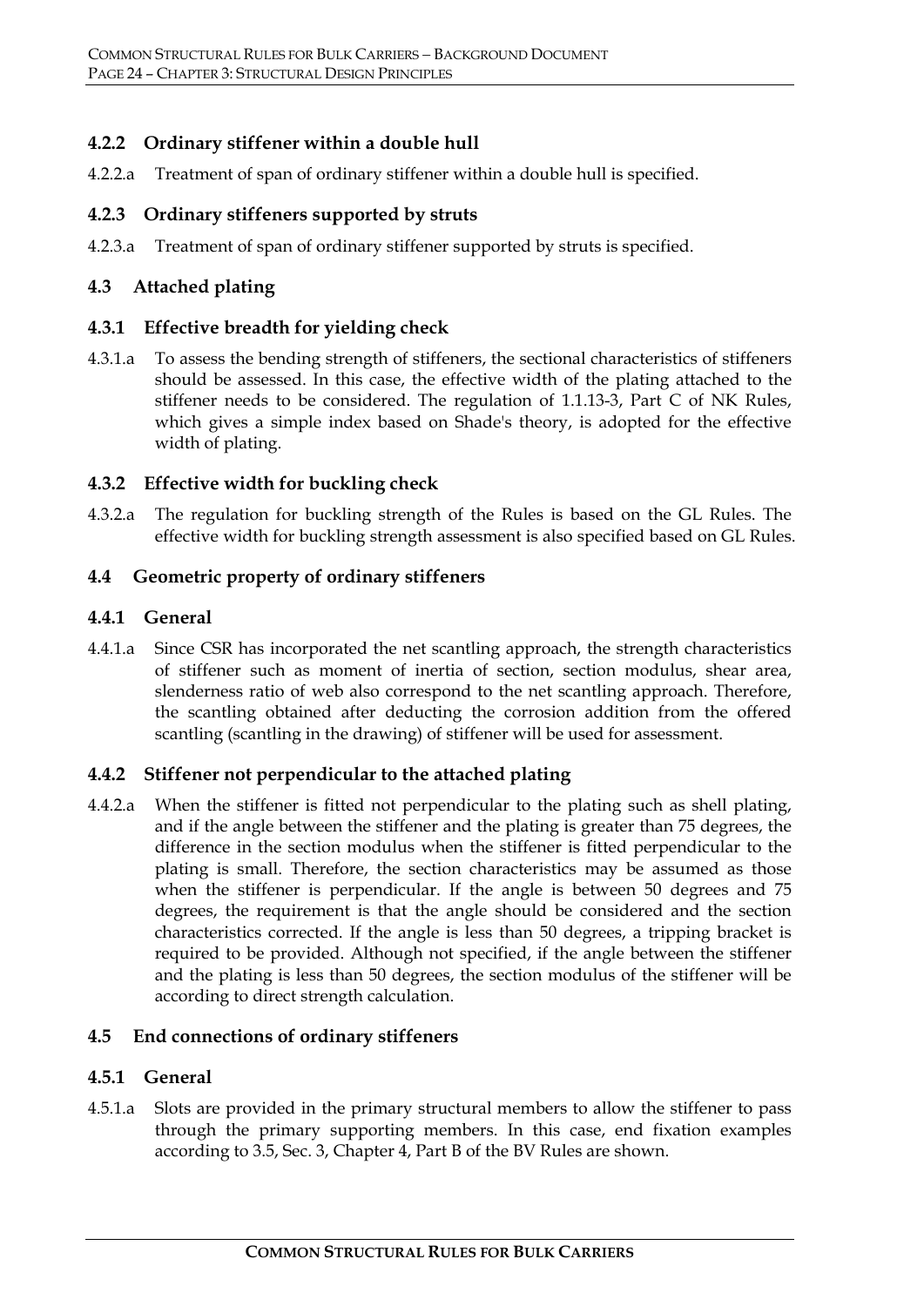### 4.2.2 Ordinary stiffener within a double hull

4.2.2.a Treatment of span of ordinary stiffener within a double hull is specified.

### 4.2.3 Ordinary stiffeners supported by struts

4.2.3.a Treatment of span of ordinary stiffener supported by struts is specified.

## 4.3 Attached plating

### 4.3.1 Effective breadth for yielding check

4.3.1.a To assess the bending strength of stiffeners, the sectional characteristics of stiffeners should be assessed. In this case, the effective width of the plating attached to the stiffener needs to be considered. The regulation of 1.1.13-3, Part C of NK Rules, which gives a simple index based on Shade's theory, is adopted for the effective width of plating.

### 4.3.2 Effective width for buckling check

4.3.2.a The regulation for buckling strength of the Rules is based on the GL Rules. The effective width for buckling strength assessment is also specified based on GL Rules.

## 4.4 Geometric property of ordinary stiffeners

### 4.4.1 General

4.4.1.a Since CSR has incorporated the net scantling approach, the strength characteristics of stiffener such as moment of inertia of section, section modulus, shear area, slenderness ratio of web also correspond to the net scantling approach. Therefore, the scantling obtained after deducting the corrosion addition from the offered scantling (scantling in the drawing) of stiffener will be used for assessment.

### 4.4.2 Stiffener not perpendicular to the attached plating

4.4.2.a When the stiffener is fitted not perpendicular to the plating such as shell plating, and if the angle between the stiffener and the plating is greater than 75 degrees, the difference in the section modulus when the stiffener is fitted perpendicular to the plating is small. Therefore, the section characteristics may be assumed as those when the stiffener is perpendicular. If the angle is between 50 degrees and 75 degrees, the requirement is that the angle should be considered and the section characteristics corrected. If the angle is less than 50 degrees, a tripping bracket is required to be provided. Although not specified, if the angle between the stiffener and the plating is less than 50 degrees, the section modulus of the stiffener will be according to direct strength calculation.

## 4.5 End connections of ordinary stiffeners

### 4.5.1 General

4.5.1.a Slots are provided in the primary structural members to allow the stiffener to pass through the primary supporting members. In this case, end fixation examples according to 3.5, Sec. 3, Chapter 4, Part B of the BV Rules are shown.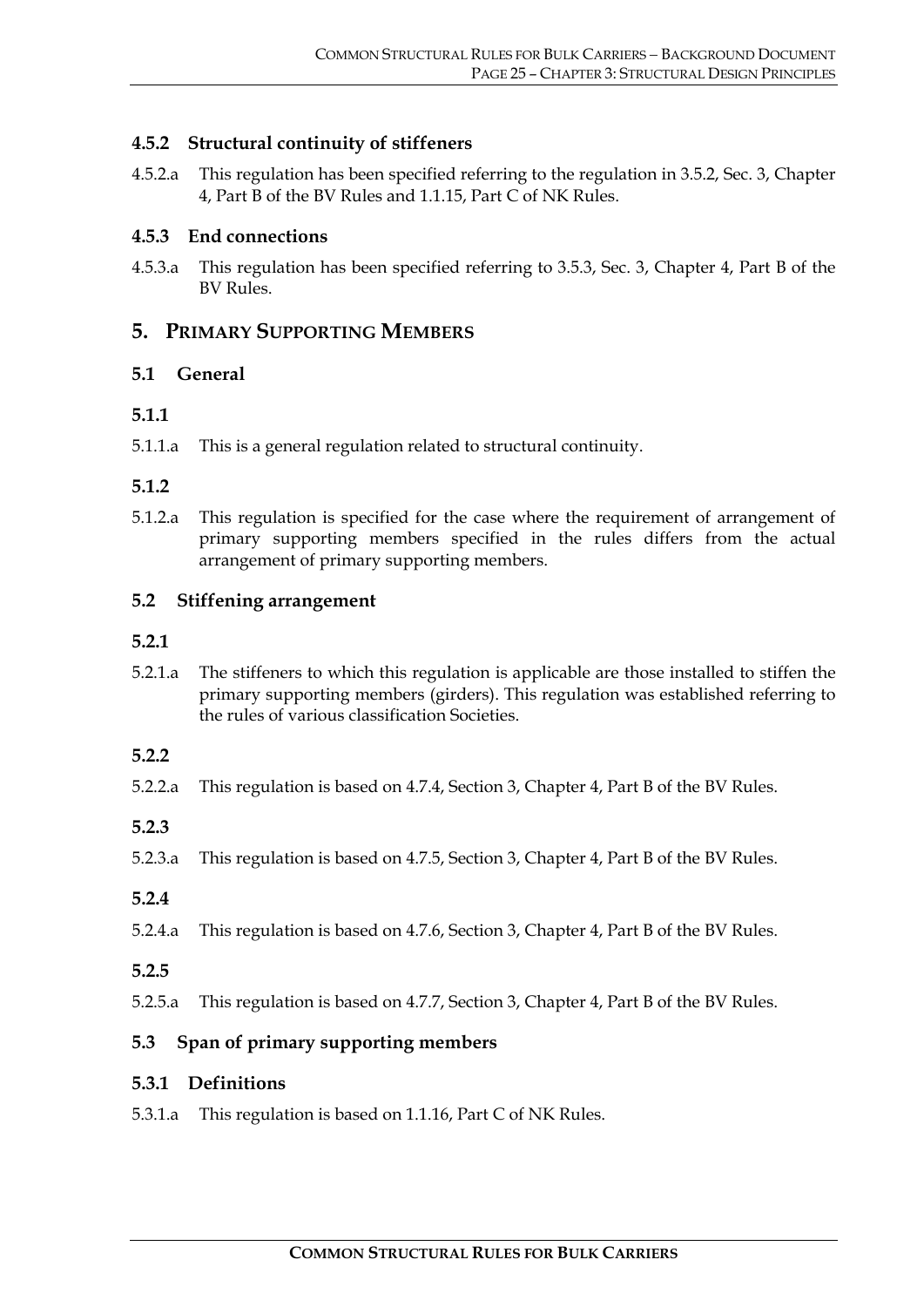### 4.5.2 Structural continuity of stiffeners

4.5.2.a This regulation has been specified referring to the regulation in 3.5.2, Sec. 3, Chapter 4, Part B of the BV Rules and 1.1.15, Part C of NK Rules.

### 4.5.3 End connections

4.5.3.a This regulation has been specified referring to 3.5.3, Sec. 3, Chapter 4, Part B of the BV Rules.

## 5. PRIMARY SUPPORTING MEMBERS

### 5.1 General

#### 5.1.1

5.1.1.a This is a general regulation related to structural continuity.

#### 5.1.2

5.1.2.a This regulation is specified for the case where the requirement of arrangement of primary supporting members specified in the rules differs from the actual arrangement of primary supporting members.

### 5.2 Stiffening arrangement

#### 5.2.1

5.2.1.a The stiffeners to which this regulation is applicable are those installed to stiffen the primary supporting members (girders). This regulation was established referring to the rules of various classification Societies.

#### 5.2.2

5.2.2.a This regulation is based on 4.7.4, Section 3, Chapter 4, Part B of the BV Rules.

#### 5.2.3

5.2.3.a This regulation is based on 4.7.5, Section 3, Chapter 4, Part B of the BV Rules.

#### 5.2.4

5.2.4.a This regulation is based on 4.7.6, Section 3, Chapter 4, Part B of the BV Rules.

#### 5.2.5

5.2.5.a This regulation is based on 4.7.7, Section 3, Chapter 4, Part B of the BV Rules.

### 5.3 Span of primary supporting members

#### 5.3.1 Definitions

5.3.1.a This regulation is based on 1.1.16, Part C of NK Rules.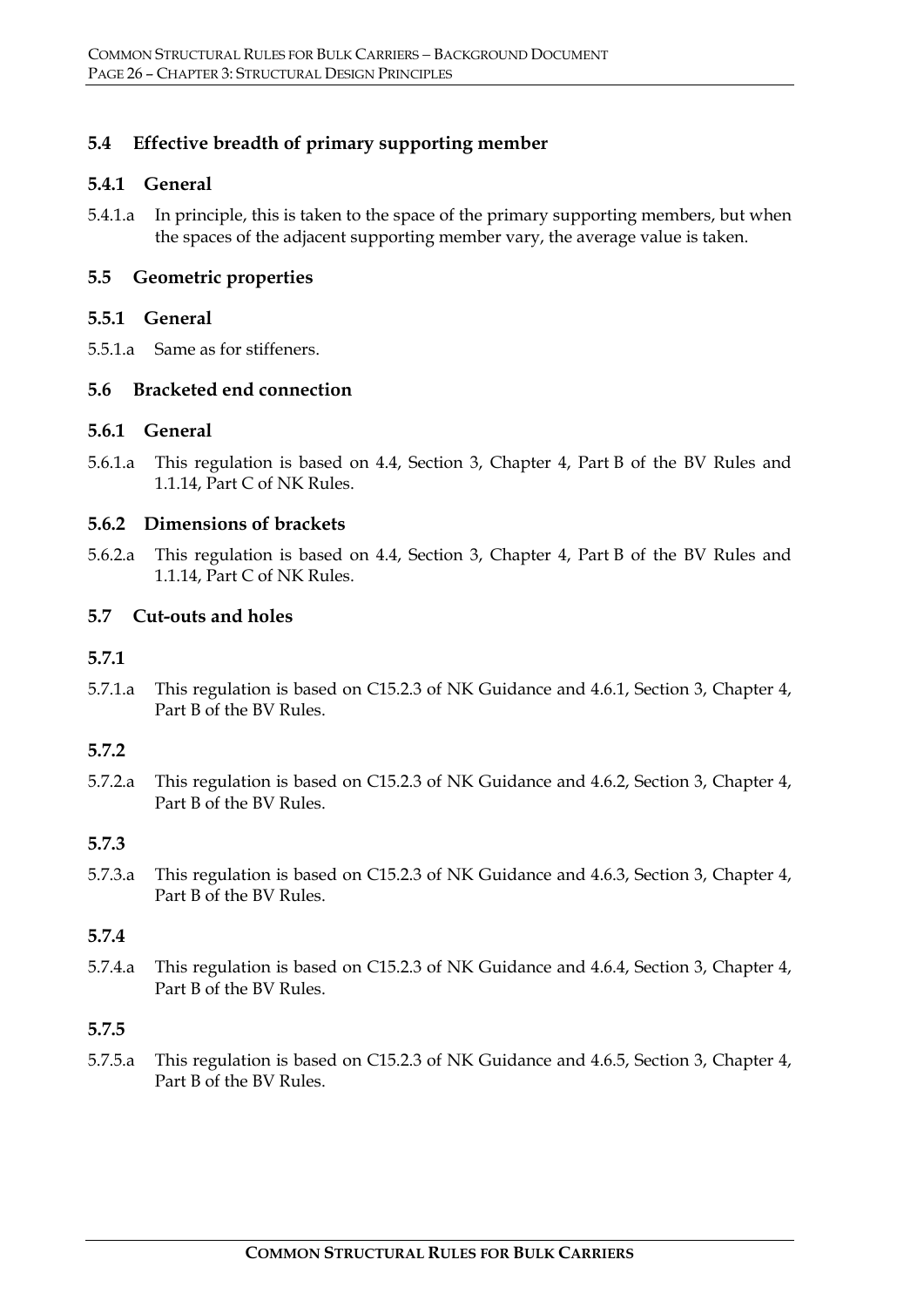## 5.4 Effective breadth of primary supporting member

### 5.4.1 General

5.4.1.a In principle, this is taken to the space of the primary supporting members, but when the spaces of the adjacent supporting member vary, the average value is taken.

## 5.5 Geometric properties

### 5.5.1 General

5.5.1.a Same as for stiffeners.

## 5.6 Bracketed end connection

### 5.6.1 General

5.6.1.a This regulation is based on 4.4, Section 3, Chapter 4, Part B of the BV Rules and 1.1.14, Part C of NK Rules.

### 5.6.2 Dimensions of brackets

5.6.2.a This regulation is based on 4.4, Section 3, Chapter 4, Part B of the BV Rules and 1.1.14, Part C of NK Rules.

## 5.7 Cut-outs and holes

### 5.7.1

5.7.1.a This regulation is based on C15.2.3 of NK Guidance and 4.6.1, Section 3, Chapter 4, Part B of the BV Rules.

### 5.7.2

5.7.2.a This regulation is based on C15.2.3 of NK Guidance and 4.6.2, Section 3, Chapter 4, Part B of the BV Rules.

### 5.7.3

5.7.3.a This regulation is based on C15.2.3 of NK Guidance and 4.6.3, Section 3, Chapter 4, Part B of the BV Rules.

### 5.7.4

5.7.4.a This regulation is based on C15.2.3 of NK Guidance and 4.6.4, Section 3, Chapter 4, Part B of the BV Rules.

### 5.7.5

5.7.5.a This regulation is based on C15.2.3 of NK Guidance and 4.6.5, Section 3, Chapter 4, Part B of the BV Rules.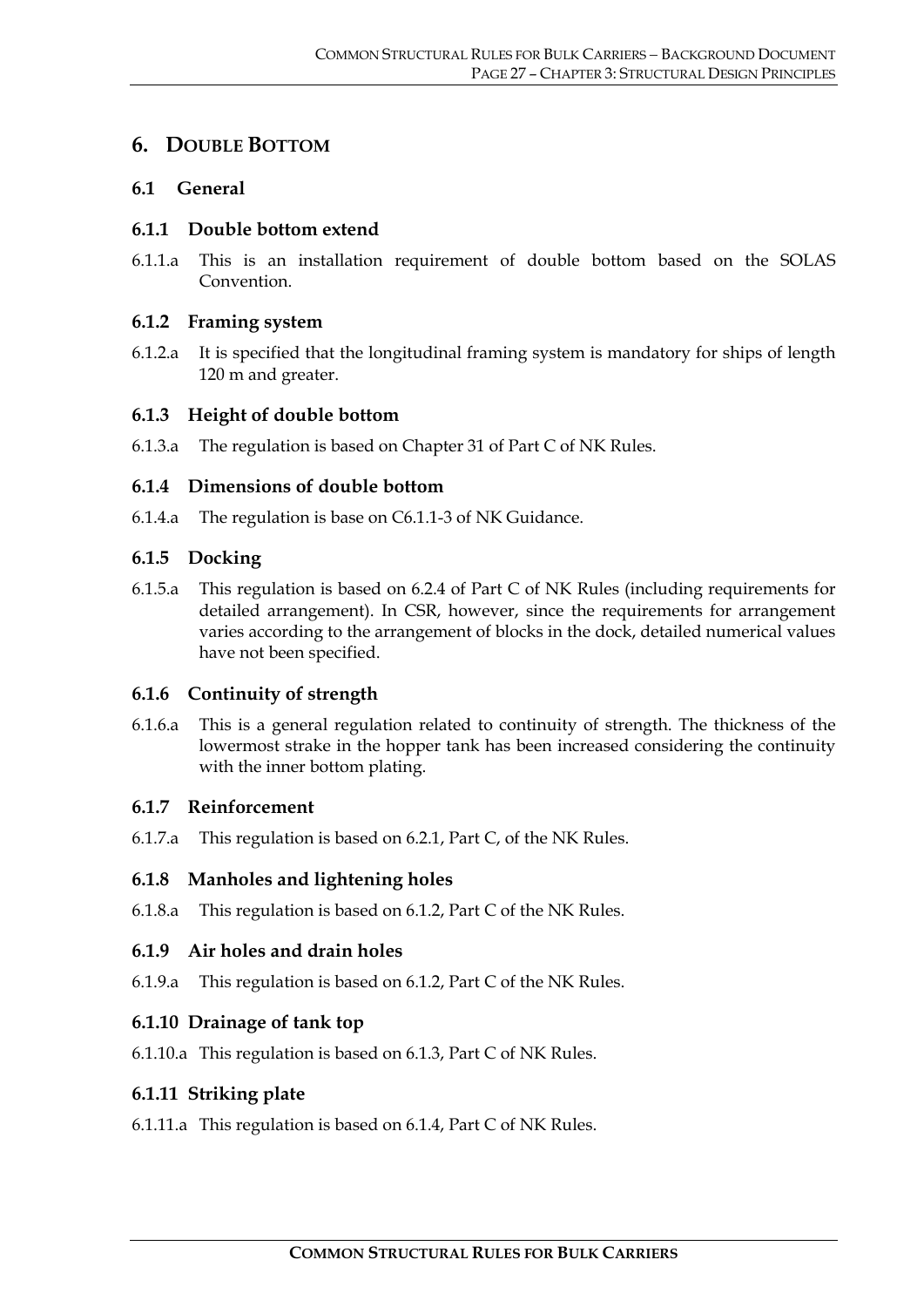# 6. DOUBLE BOTTOM

## 6.1 General

### 6.1.1 Double bottom extend

6.1.1.a This is an installation requirement of double bottom based on the SOLAS Convention.

### 6.1.2 Framing system

6.1.2.a It is specified that the longitudinal framing system is mandatory for ships of length 120 m and greater.

### 6.1.3 Height of double bottom

6.1.3.a The regulation is based on Chapter 31 of Part C of NK Rules.

### 6.1.4 Dimensions of double bottom

6.1.4.a The regulation is base on C6.1.1-3 of NK Guidance.

### 6.1.5 Docking

6.1.5.a This regulation is based on 6.2.4 of Part C of NK Rules (including requirements for detailed arrangement). In CSR, however, since the requirements for arrangement varies according to the arrangement of blocks in the dock, detailed numerical values have not been specified.

### 6.1.6 Continuity of strength

6.1.6.a This is a general regulation related to continuity of strength. The thickness of the lowermost strake in the hopper tank has been increased considering the continuity with the inner bottom plating.

### 6.1.7 Reinforcement

6.1.7.a This regulation is based on 6.2.1, Part C, of the NK Rules.

### 6.1.8 Manholes and lightening holes

6.1.8.a This regulation is based on 6.1.2, Part C of the NK Rules.

### 6.1.9 Air holes and drain holes

6.1.9.a This regulation is based on 6.1.2, Part C of the NK Rules.

### 6.1.10 Drainage of tank top

6.1.10.a This regulation is based on 6.1.3, Part C of NK Rules.

### 6.1.11 Striking plate

6.1.11.a This regulation is based on 6.1.4, Part C of NK Rules.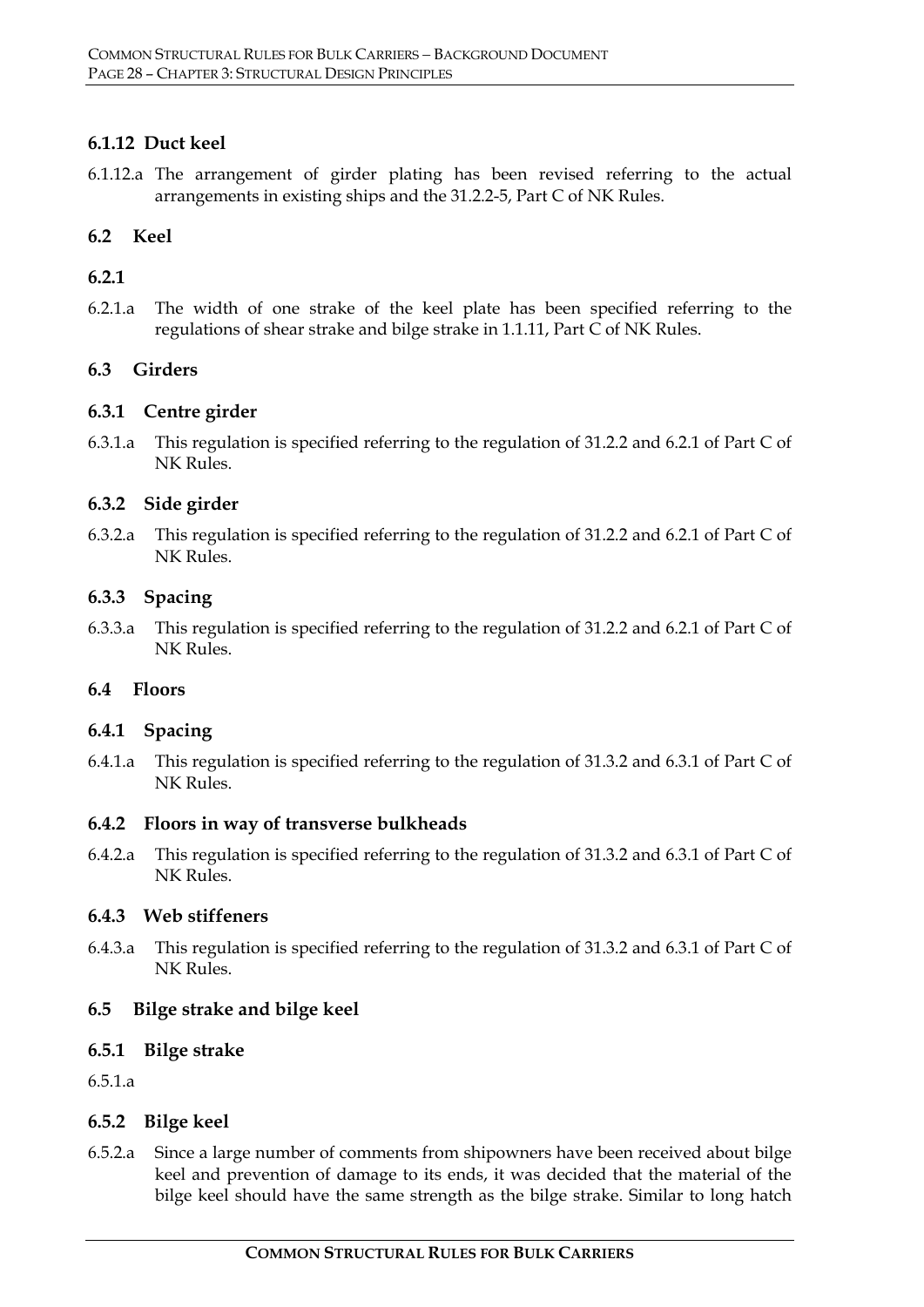### 6.1.12 Duct keel

6.1.12.a The arrangement of girder plating has been revised referring to the actual arrangements in existing ships and the 31.2.2-5, Part C of NK Rules.

## 6.2 Keel

### 6.2.1

6.2.1.a The width of one strake of the keel plate has been specified referring to the regulations of shear strake and bilge strake in 1.1.11, Part C of NK Rules.

## 6.3 Girders

### 6.3.1 Centre girder

6.3.1.a This regulation is specified referring to the regulation of 31.2.2 and 6.2.1 of Part C of NK Rules.

### 6.3.2 Side girder

6.3.2.a This regulation is specified referring to the regulation of 31.2.2 and 6.2.1 of Part C of NK Rules.

### 6.3.3 Spacing

6.3.3.a This regulation is specified referring to the regulation of 31.2.2 and 6.2.1 of Part C of NK Rules.

## 6.4 Floors

### 6.4.1 Spacing

6.4.1.a This regulation is specified referring to the regulation of 31.3.2 and 6.3.1 of Part C of NK Rules.

### 6.4.2 Floors in way of transverse bulkheads

6.4.2.a This regulation is specified referring to the regulation of 31.3.2 and 6.3.1 of Part C of NK Rules.

### 6.4.3 Web stiffeners

6.4.3.a This regulation is specified referring to the regulation of 31.3.2 and 6.3.1 of Part C of NK Rules.

## 6.5 Bilge strake and bilge keel

### 6.5.1 Bilge strake

6.5.1.a

### 6.5.2 Bilge keel

6.5.2.a Since a large number of comments from shipowners have been received about bilge keel and prevention of damage to its ends, it was decided that the material of the bilge keel should have the same strength as the bilge strake. Similar to long hatch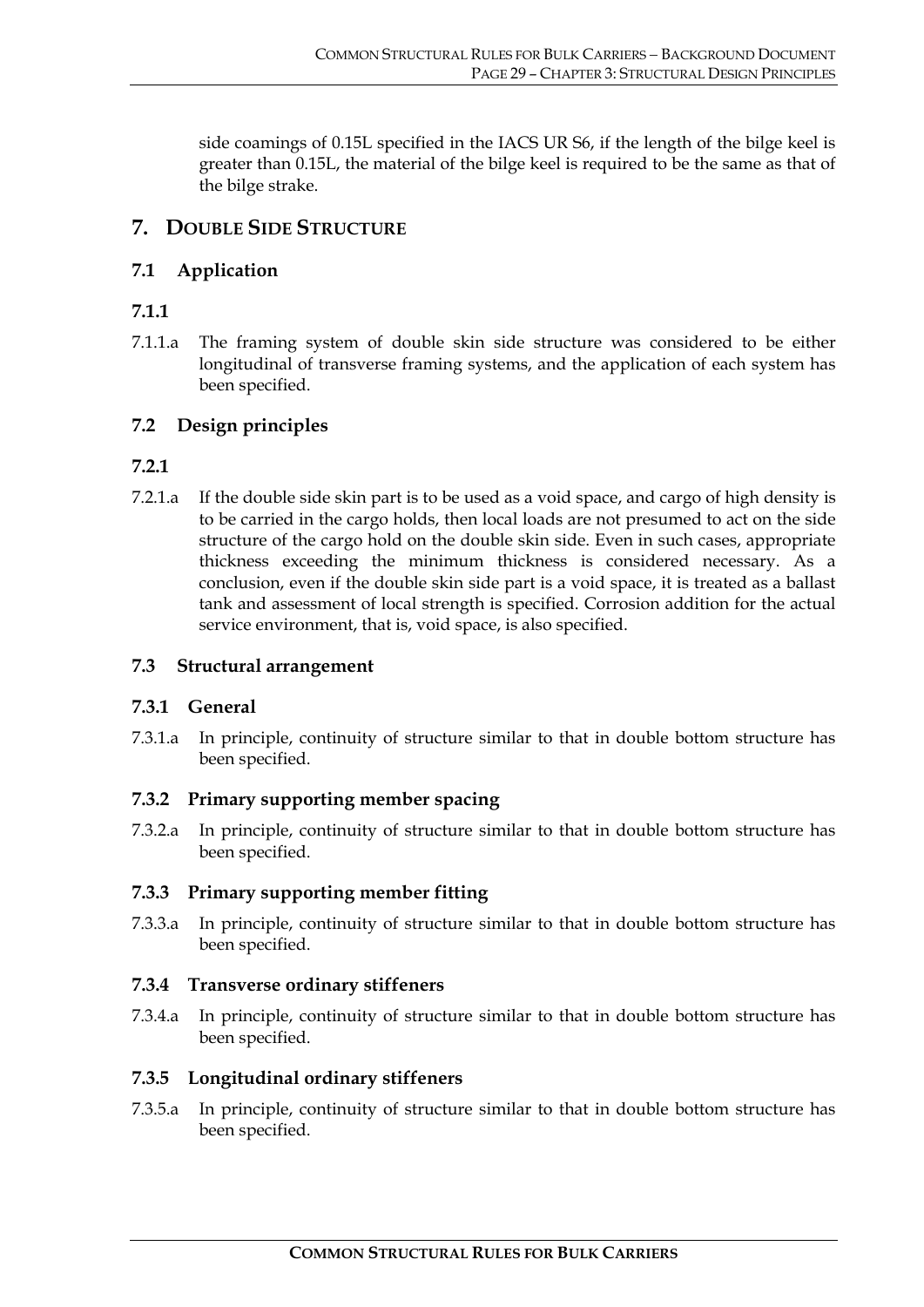side coamings of 0.15L specified in the IACS UR S6, if the length of the bilge keel is greater than 0.15L, the material of the bilge keel is required to be the same as that of the bilge strake.

# 7. DOUBLE SIDE STRUCTURE

## 7.1 Application

### 7.1.1

7.1.1.a The framing system of double skin side structure was considered to be either longitudinal of transverse framing systems, and the application of each system has been specified.

## 7.2 Design principles

### 7.2.1

7.2.1.a If the double side skin part is to be used as a void space, and cargo of high density is to be carried in the cargo holds, then local loads are not presumed to act on the side structure of the cargo hold on the double skin side. Even in such cases, appropriate thickness exceeding the minimum thickness is considered necessary. As a conclusion, even if the double skin side part is a void space, it is treated as a ballast tank and assessment of local strength is specified. Corrosion addition for the actual service environment, that is, void space, is also specified.

## 7.3 Structural arrangement

### 7.3.1 General

7.3.1.a In principle, continuity of structure similar to that in double bottom structure has been specified.

### 7.3.2 Primary supporting member spacing

7.3.2.a In principle, continuity of structure similar to that in double bottom structure has been specified.

### 7.3.3 Primary supporting member fitting

7.3.3.a In principle, continuity of structure similar to that in double bottom structure has been specified.

### 7.3.4 Transverse ordinary stiffeners

7.3.4.a In principle, continuity of structure similar to that in double bottom structure has been specified.

### 7.3.5 Longitudinal ordinary stiffeners

7.3.5.a In principle, continuity of structure similar to that in double bottom structure has been specified.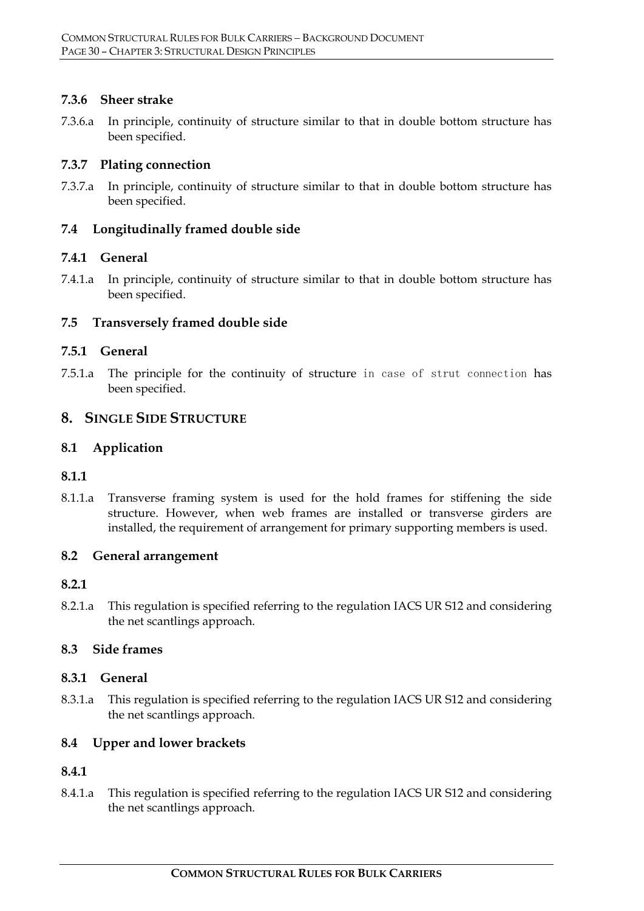### 7.3.6 Sheer strake

7.3.6.a In principle, continuity of structure similar to that in double bottom structure has been specified.

### 7.3.7 Plating connection

7.3.7.a In principle, continuity of structure similar to that in double bottom structure has been specified.

## 7.4 Longitudinally framed double side

### 7.4.1 General

7.4.1.a In principle, continuity of structure similar to that in double bottom structure has been specified.

## 7.5 Transversely framed double side

### 7.5.1 General

7.5.1.a The principle for the continuity of structure in case of strut connection has been specified.

# 8. SINGLE SIDE STRUCTURE

## 8.1 Application

### 8.1.1

8.1.1.a Transverse framing system is used for the hold frames for stiffening the side structure. However, when web frames are installed or transverse girders are installed, the requirement of arrangement for primary supporting members is used.

## 8.2 General arrangement

### 8.2.1

8.2.1.a This regulation is specified referring to the regulation IACS UR S12 and considering the net scantlings approach.

## 8.3 Side frames

### 8.3.1 General

8.3.1.a This regulation is specified referring to the regulation IACS UR S12 and considering the net scantlings approach.

## 8.4 Upper and lower brackets

### 8.4.1

8.4.1.a This regulation is specified referring to the regulation IACS UR S12 and considering the net scantlings approach.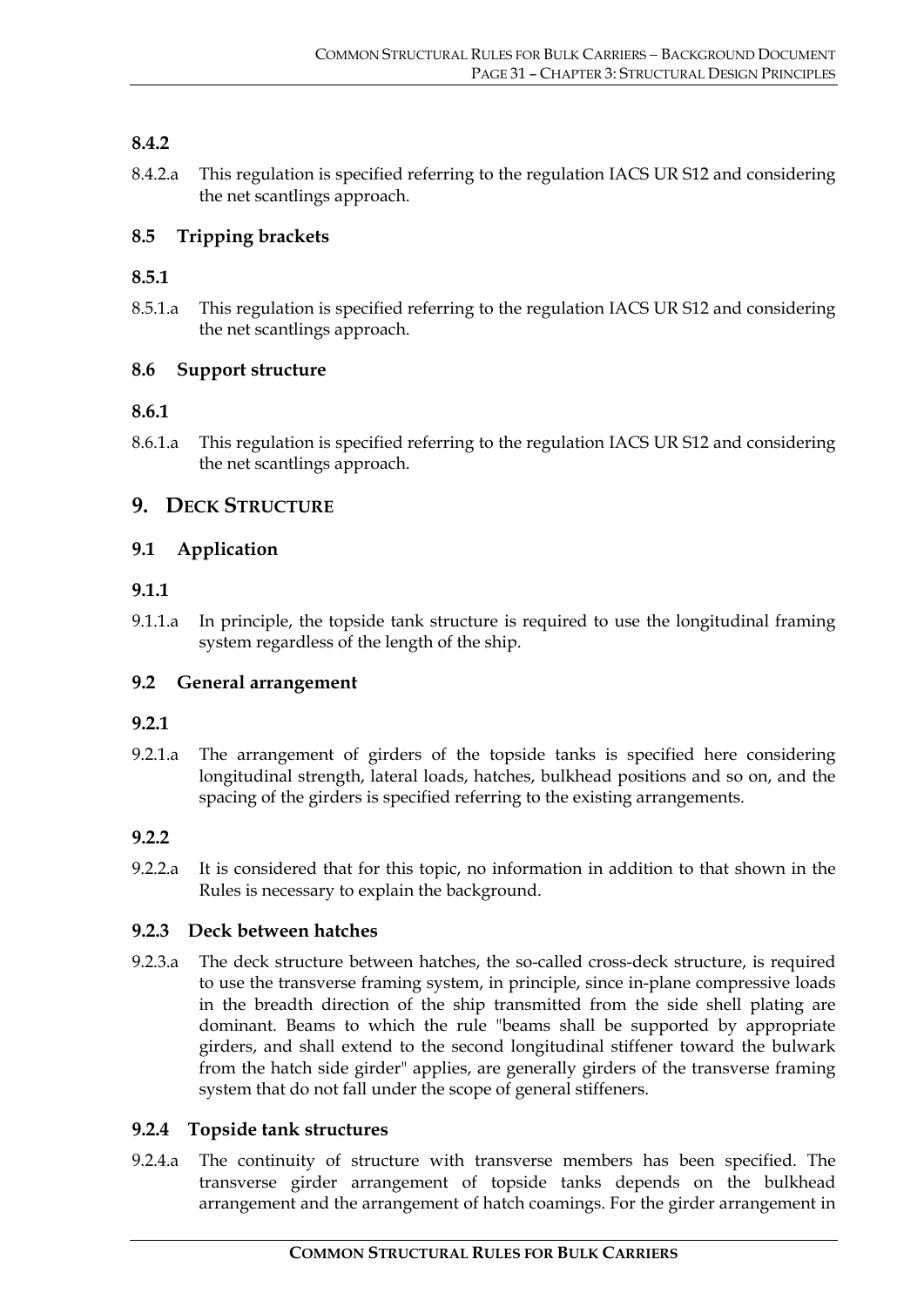### 8.4.2

8.4.2.a This regulation is specified referring to the regulation IACS UR S12 and considering the net scantlings approach.

### 8.5 Tripping brackets

### 8.5.1

8.5.1.a This regulation is specified referring to the regulation IACS UR S12 and considering the net scantlings approach.

### 8.6 Support structure

### 8.6.1

8.6.1.a This regulation is specified referring to the regulation IACS UR S12 and considering the net scantlings approach.

## 9. DECK STRUCTURE

### 9.1 Application

### 9.1.1

9.1.1.a In principle, the topside tank structure is required to use the longitudinal framing system regardless of the length of the ship.

### 9.2 General arrangement

### 9.2.1

9.2.1.a The arrangement of girders of the topside tanks is specified here considering longitudinal strength, lateral loads, hatches, bulkhead positions and so on, and the spacing of the girders is specified referring to the existing arrangements.

### 9.2.2

9.2.2.a It is considered that for this topic, no information in addition to that shown in the Rules is necessary to explain the background.

### 9.2.3 Deck between hatches

9.2.3.a The deck structure between hatches, the so-called cross-deck structure, is required to use the transverse framing system, in principle, since in-plane compressive loads in the breadth direction of the ship transmitted from the side shell plating are dominant. Beams to which the rule "beams shall be supported by appropriate girders, and shall extend to the second longitudinal stiffener toward the bulwark from the hatch side girder" applies, are generally girders of the transverse framing system that do not fall under the scope of general stiffeners.

### 9.2.4 Topside tank structures

9.2.4.a The continuity of structure with transverse members has been specified. The transverse girder arrangement of topside tanks depends on the bulkhead arrangement and the arrangement of hatch coamings. For the girder arrangement in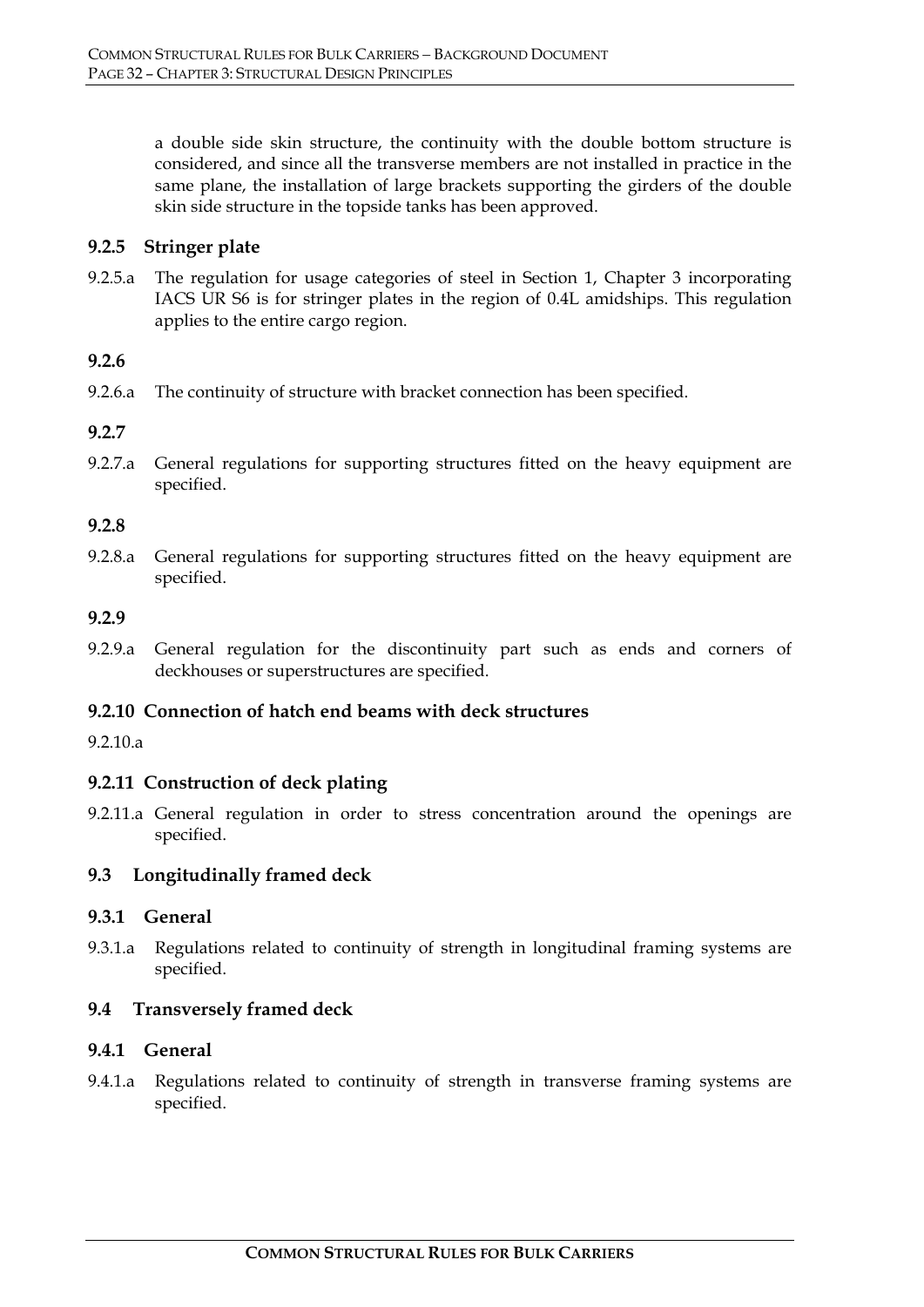a double side skin structure, the continuity with the double bottom structure is considered, and since all the transverse members are not installed in practice in the same plane, the installation of large brackets supporting the girders of the double skin side structure in the topside tanks has been approved.

### 9.2.5 Stringer plate

9.2.5.a The regulation for usage categories of steel in Section 1, Chapter 3 incorporating IACS UR S6 is for stringer plates in the region of 0.4L amidships. This regulation applies to the entire cargo region.

### 9.2.6

9.2.6.a The continuity of structure with bracket connection has been specified.

### 9.2.7

9.2.7.a General regulations for supporting structures fitted on the heavy equipment are specified.

### 9.2.8

9.2.8.a General regulations for supporting structures fitted on the heavy equipment are specified.

### 9.2.9

9.2.9.a General regulation for the discontinuity part such as ends and corners of deckhouses or superstructures are specified.

### 9.2.10 Connection of hatch end beams with deck structures

9.2.10.a

### 9.2.11 Construction of deck plating

9.2.11.a General regulation in order to stress concentration around the openings are specified.

## 9.3 Longitudinally framed deck

### 9.3.1 General

9.3.1.a Regulations related to continuity of strength in longitudinal framing systems are specified.

## 9.4 Transversely framed deck

### 9.4.1 General

9.4.1.a Regulations related to continuity of strength in transverse framing systems are specified.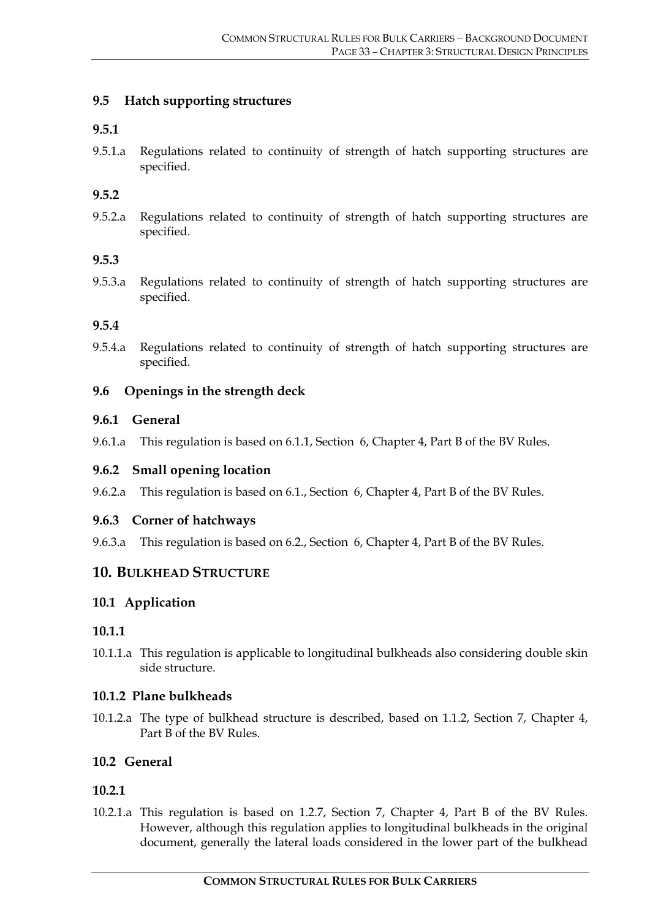### 9.5 Hatch supporting structures

#### 9.5.1

9.5.1.a Regulations related to continuity of strength of hatch supporting structures are specified.

#### 9.5.2

9.5.2.a Regulations related to continuity of strength of hatch supporting structures are specified.

#### 9.5.3

9.5.3.a Regulations related to continuity of strength of hatch supporting structures are specified.

#### 9.5.4

9.5.4.a Regulations related to continuity of strength of hatch supporting structures are specified.

### 9.6 Openings in the strength deck

#### 9.6.1 General

9.6.1.a This regulation is based on 6.1.1, Section 6, Chapter 4, Part B of the BV Rules.

#### 9.6.2 Small opening location

9.6.2.a This regulation is based on 6.1., Section 6, Chapter 4, Part B of the BV Rules.

#### 9.6.3 Corner of hatchways

9.6.3.a This regulation is based on 6.2., Section 6, Chapter 4, Part B of the BV Rules.

## 10. BULKHEAD STRUCTURE

### 10.1 Application

#### 10.1.1

10.1.1.a This regulation is applicable to longitudinal bulkheads also considering double skin side structure.

#### 10.1.2 Plane bulkheads

10.1.2.a The type of bulkhead structure is described, based on 1.1.2, Section 7, Chapter 4, Part B of the BV Rules.

### 10.2 General

#### 10.2.1

10.2.1.a This regulation is based on 1.2.7, Section 7, Chapter 4, Part B of the BV Rules. However, although this regulation applies to longitudinal bulkheads in the original document, generally the lateral loads considered in the lower part of the bulkhead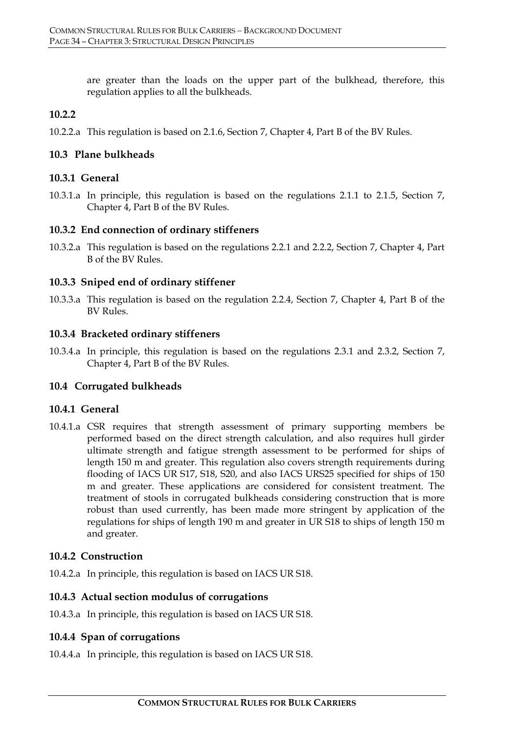are greater than the loads on the upper part of the bulkhead, therefore, this regulation applies to all the bulkheads.

### 10.2.2

10.2.2.a This regulation is based on 2.1.6, Section 7, Chapter 4, Part B of the BV Rules.

## 10.3 Plane bulkheads

### 10.3.1 General

10.3.1.a In principle, this regulation is based on the regulations 2.1.1 to 2.1.5, Section 7, Chapter 4, Part B of the BV Rules.

### 10.3.2 End connection of ordinary stiffeners

10.3.2.a This regulation is based on the regulations 2.2.1 and 2.2.2, Section 7, Chapter 4, Part B of the BV Rules.

### 10.3.3 Sniped end of ordinary stiffener

10.3.3.a This regulation is based on the regulation 2.2.4, Section 7, Chapter 4, Part B of the BV Rules.

### 10.3.4 Bracketed ordinary stiffeners

10.3.4.a In principle, this regulation is based on the regulations 2.3.1 and 2.3.2, Section 7, Chapter 4, Part B of the BV Rules.

## 10.4 Corrugated bulkheads

### 10.4.1 General

10.4.1.a CSR requires that strength assessment of primary supporting members be performed based on the direct strength calculation, and also requires hull girder ultimate strength and fatigue strength assessment to be performed for ships of length 150 m and greater. This regulation also covers strength requirements during flooding of IACS UR S17, S18, S20, and also IACS URS25 specified for ships of 150 m and greater. These applications are considered for consistent treatment. The treatment of stools in corrugated bulkheads considering construction that is more robust than used currently, has been made more stringent by application of the regulations for ships of length 190 m and greater in UR S18 to ships of length 150 m and greater.

### 10.4.2 Construction

10.4.2.a In principle, this regulation is based on IACS UR S18.

### 10.4.3 Actual section modulus of corrugations

10.4.3.a In principle, this regulation is based on IACS UR S18.

### 10.4.4 Span of corrugations

10.4.4.a In principle, this regulation is based on IACS UR S18.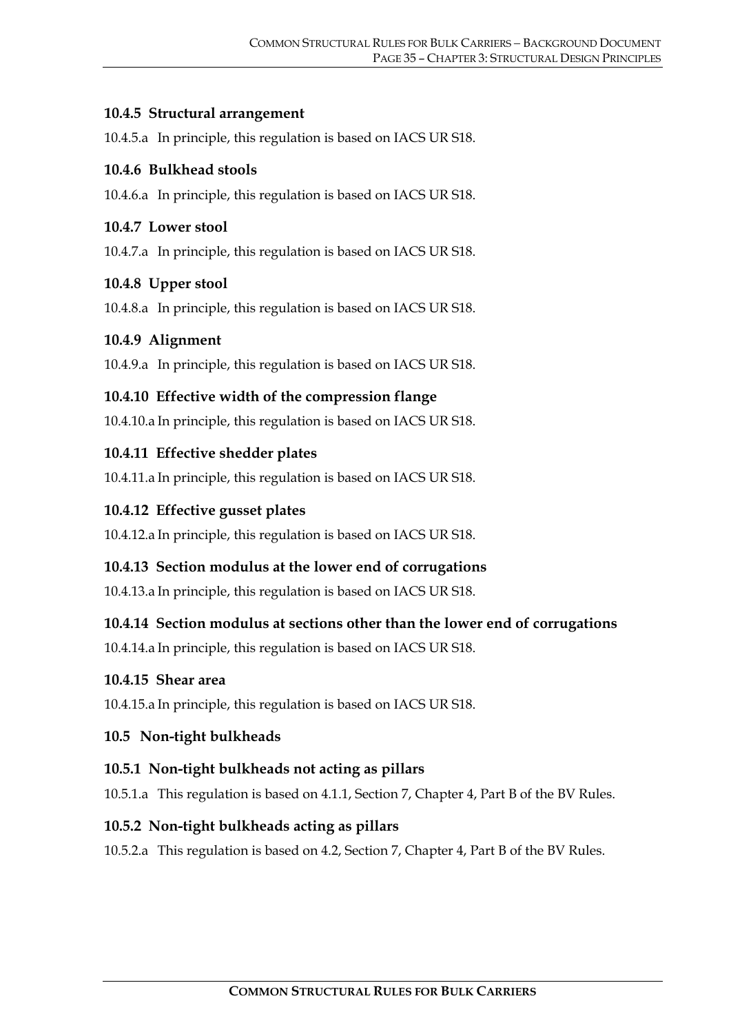### 10.4.5 Structural arrangement

10.4.5.a In principle, this regulation is based on IACS UR S18.

### 10.4.6 Bulkhead stools

10.4.6.a In principle, this regulation is based on IACS UR S18.

### 10.4.7 Lower stool

10.4.7.a In principle, this regulation is based on IACS UR S18.

### 10.4.8 Upper stool

10.4.8.a In principle, this regulation is based on IACS UR S18.

### 10.4.9 Alignment

10.4.9.a In principle, this regulation is based on IACS UR S18.

### 10.4.10 Effective width of the compression flange

10.4.10.a In principle, this regulation is based on IACS UR S18.

### 10.4.11 Effective shedder plates

10.4.11.a In principle, this regulation is based on IACS UR S18.

### 10.4.12 Effective gusset plates

10.4.12.a In principle, this regulation is based on IACS UR S18.

### 10.4.13 Section modulus at the lower end of corrugations

10.4.13.a In principle, this regulation is based on IACS UR S18.

### 10.4.14 Section modulus at sections other than the lower end of corrugations

10.4.14.a In principle, this regulation is based on IACS UR S18.

### 10.4.15 Shear area

10.4.15.a In principle, this regulation is based on IACS UR S18.

## 10.5 Non-tight bulkheads

### 10.5.1 Non-tight bulkheads not acting as pillars

10.5.1.a This regulation is based on 4.1.1, Section 7, Chapter 4, Part B of the BV Rules.

### 10.5.2 Non-tight bulkheads acting as pillars

10.5.2.a This regulation is based on 4.2, Section 7, Chapter 4, Part B of the BV Rules.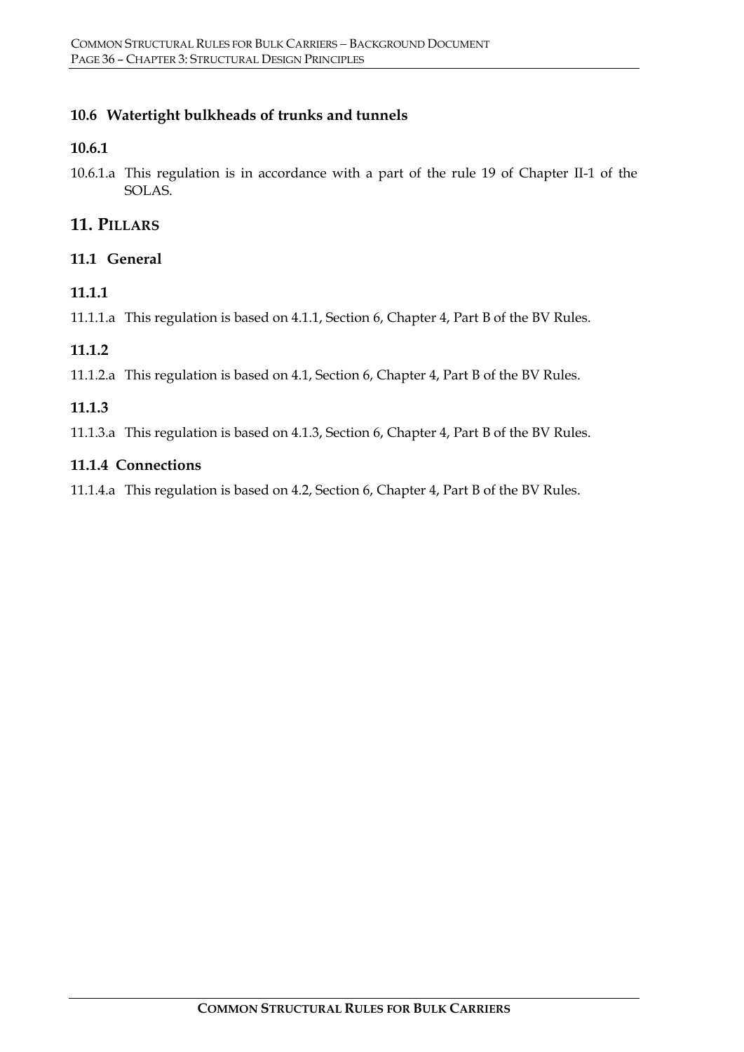### 10.6 Watertight bulkheads of trunks and tunnels

#### 10.6.1

10.6.1.a This regulation is in accordance with a part of the rule 19 of Chapter II-1 of the SOLAS.

## 11. PILLARS

### 11.1 General

#### 11.1.1

11.1.1.a This regulation is based on 4.1.1, Section 6, Chapter 4, Part B of the BV Rules.

#### 11.1.2

11.1.2.a This regulation is based on 4.1, Section 6, Chapter 4, Part B of the BV Rules.

#### 11.1.3

11.1.3.a This regulation is based on 4.1.3, Section 6, Chapter 4, Part B of the BV Rules.

#### 11.1.4 Connections

11.1.4.a This regulation is based on 4.2, Section 6, Chapter 4, Part B of the BV Rules.